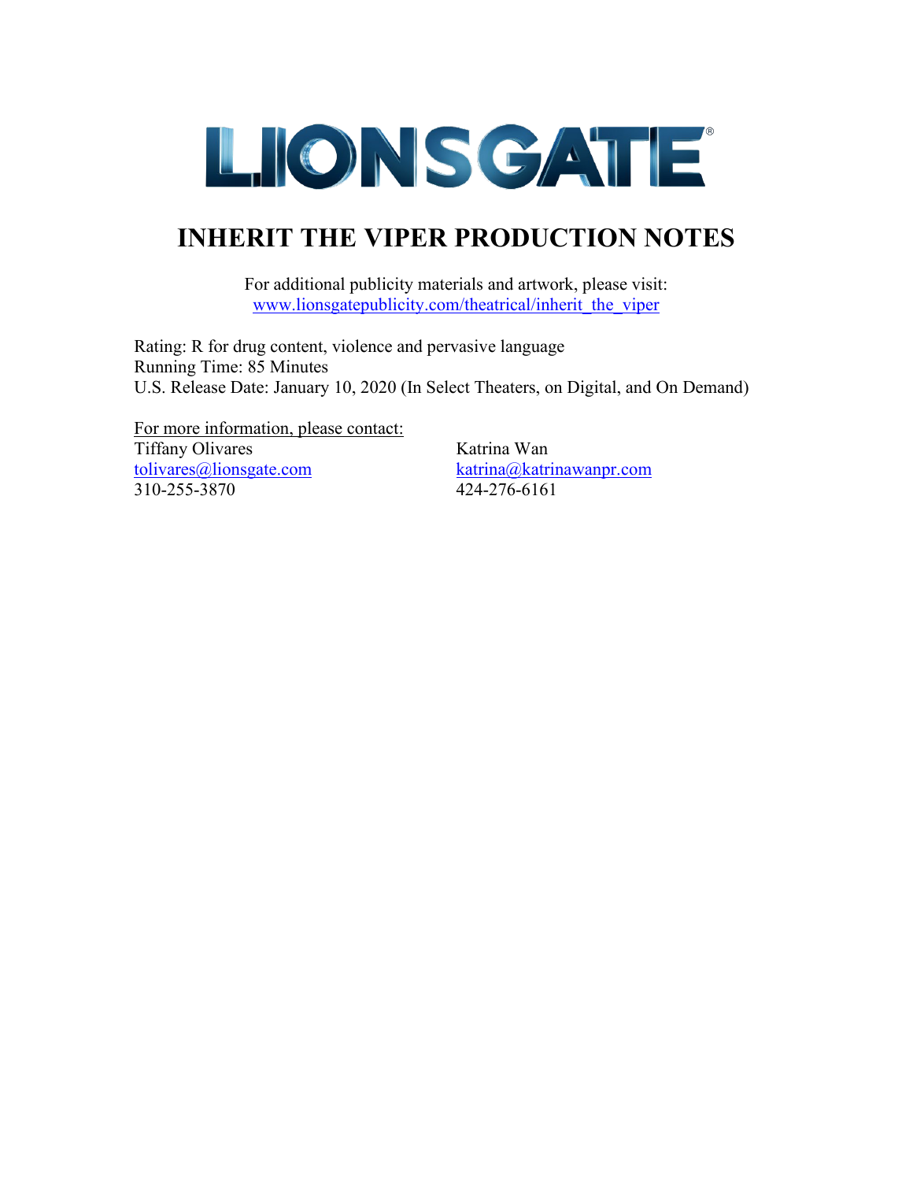# LIONSGATE

## INHERIT THE VIPER PRODUCTION NOTES

For additional publicity materials and artwork, please visit:
[www.lionsgatepublicity.com/theatrical/inherit_the_viper](http://www.lionsgatepublicity.com/theatrical/inherit_the_viper)

Rating: R for drug content, violence and pervasive language
Running Time: 85 Minutes
U.S. Release Date: January 10, 2020 (In Select Theaters, on Digital, and On Demand)

For more information, please contact:

Tiffany Olivares
[tolivares@lionsgate.com](mailto:tolivares@lionsgate.com)
310-255-3870

Katrina Wan
[katrina@katrinawanpr.com](mailto:katrina@katrinawanpr.com)
424-276-6161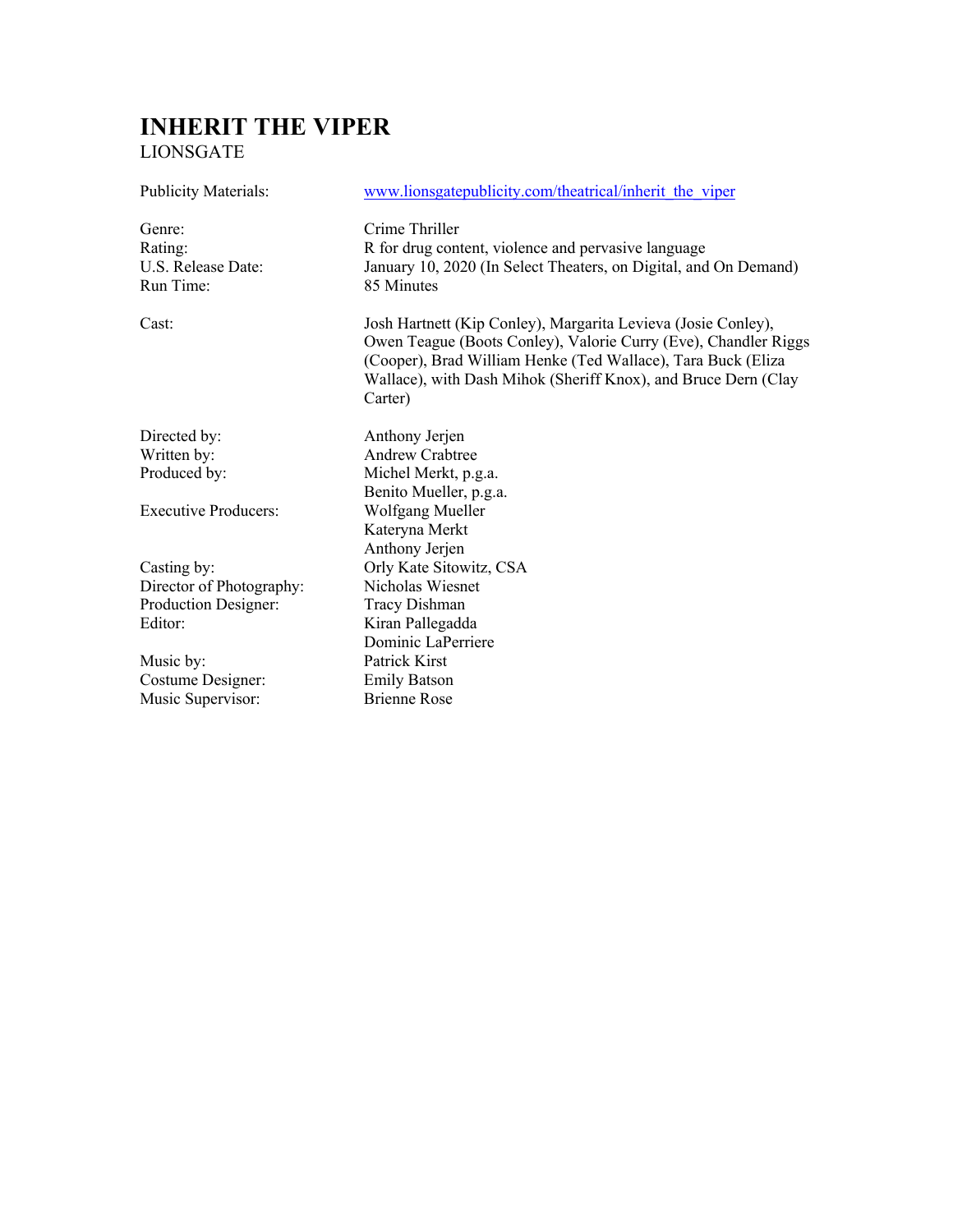# INHERIT THE VIPER

LIONSGATE

| | |
|---|---|
| Publicity Materials: | www.lionsgatepublicity.com/theatrical/inherit_the_viper |
| Genre: | Crime Thriller |
| Rating: | R for drug content, violence and pervasive language |
| U.S. Release Date: | January 10, 2020 (In Select Theaters, on Digital, and On Demand) |
| Run Time: | 85 Minutes |
| Cast: | Josh Hartnett (Kip Conley), Margarita Levieva (Josie Conley), Owen Teague (Boots Conley), Valorie Curry (Eve), Chandler Riggs (Cooper), Brad William Henke (Ted Wallace), Tara Buck (Eliza Wallace), with Dash Mihok (Sheriff Knox), and Bruce Dern (Clay Carter) |
| Directed by: | Anthony Jerjen |
| Written by: | Andrew Crabtree |
| Produced by: | Michel Merkt, p.g.a.<br>Benito Mueller, p.g.a. |
| Executive Producers: | Wolfgang Mueller<br>Kateryna Merkt<br>Anthony Jerjen |
| Casting by: | Orly Kate Sitowitz, CSA |
| Director of Photography: | Nicholas Wiesnet |
| Production Designer: | Tracy Dishman |
| Editor: | Kiran Pallegadda<br>Dominic LaPerriere |
| Music by: | Patrick Kirst |
| Costume Designer: | Emily Batson |
| Music Supervisor: | Brienne Rose |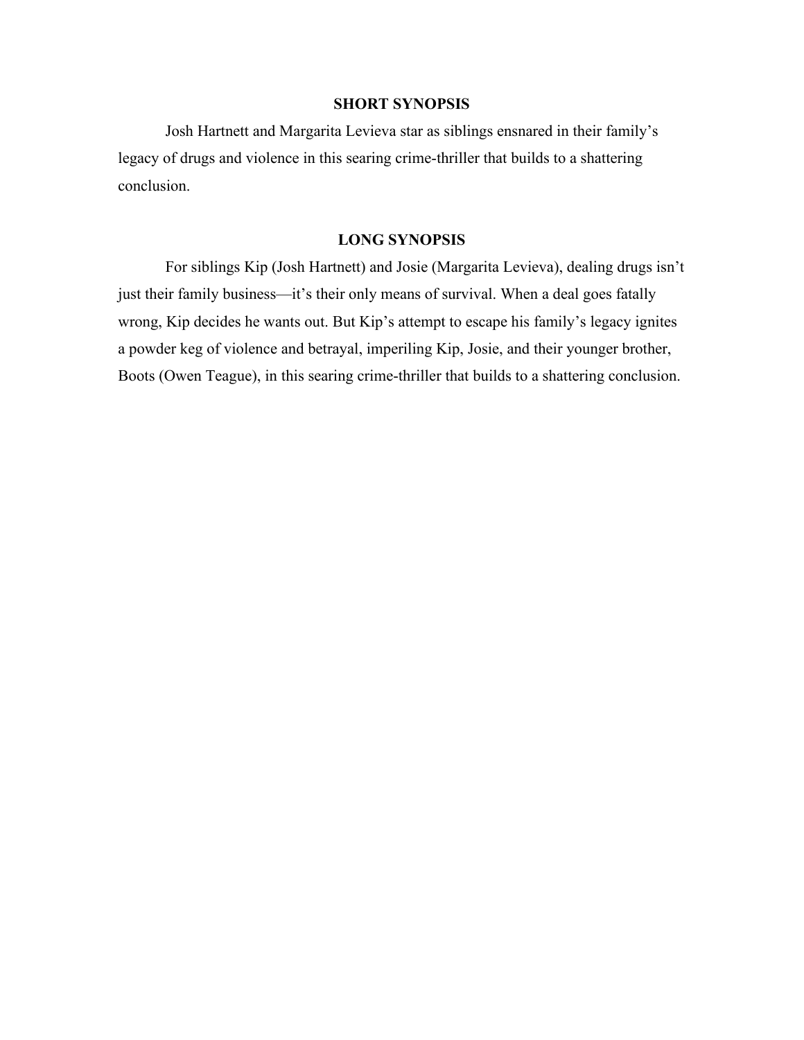## SHORT SYNOPSIS

Josh Hartnett and Margarita Levieva star as siblings ensnared in their family's legacy of drugs and violence in this searing crime-thriller that builds to a shattering conclusion.

## LONG SYNOPSIS

For siblings Kip (Josh Hartnett) and Josie (Margarita Levieva), dealing drugs isn't just their family business—it's their only means of survival. When a deal goes fatally wrong, Kip decides he wants out. But Kip's attempt to escape his family's legacy ignites a powder keg of violence and betrayal, imperiling Kip, Josie, and their younger brother, Boots (Owen Teague), in this searing crime-thriller that builds to a shattering conclusion.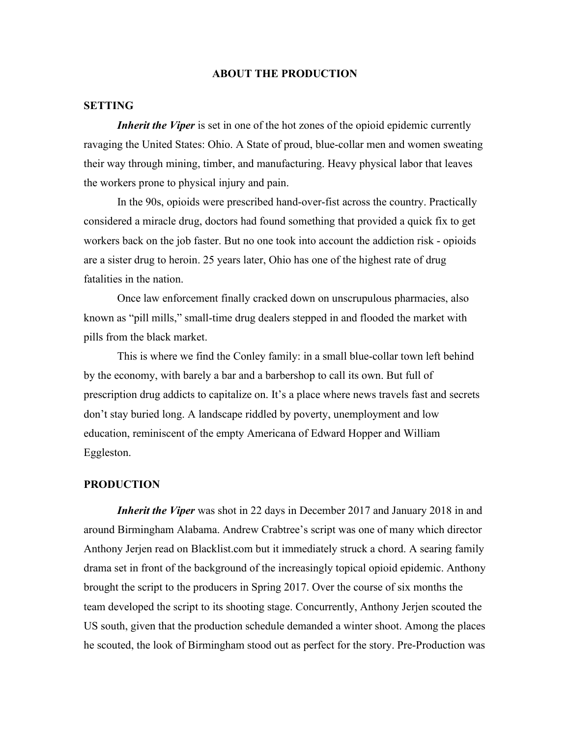# ABOUT THE PRODUCTION

## SETTING

***Inherit the Viper*** is set in one of the hot zones of the opioid epidemic currently ravaging the United States: Ohio. A State of proud, blue-collar men and women sweating their way through mining, timber, and manufacturing. Heavy physical labor that leaves the workers prone to physical injury and pain.

In the 90s, opioids were prescribed hand-over-fist across the country. Practically considered a miracle drug, doctors had found something that provided a quick fix to get workers back on the job faster. But no one took into account the addiction risk - opioids are a sister drug to heroin. 25 years later, Ohio has one of the highest rate of drug fatalities in the nation.

Once law enforcement finally cracked down on unscrupulous pharmacies, also known as "pill mills," small-time drug dealers stepped in and flooded the market with pills from the black market.

This is where we find the Conley family: in a small blue-collar town left behind by the economy, with barely a bar and a barbershop to call its own. But full of prescription drug addicts to capitalize on. It's a place where news travels fast and secrets don't stay buried long. A landscape riddled by poverty, unemployment and low education, reminiscent of the empty Americana of Edward Hopper and William Eggleston.

## PRODUCTION

***Inherit the Viper*** was shot in 22 days in December 2017 and January 2018 in and around Birmingham Alabama. Andrew Crabtree's script was one of many which director Anthony Jerjen read on Blacklist.com but it immediately struck a chord. A searing family drama set in front of the background of the increasingly topical opioid epidemic. Anthony brought the script to the producers in Spring 2017. Over the course of six months the team developed the script to its shooting stage. Concurrently, Anthony Jerjen scouted the US south, given that the production schedule demanded a winter shoot. Among the places he scouted, the look of Birmingham stood out as perfect for the story. Pre-Production was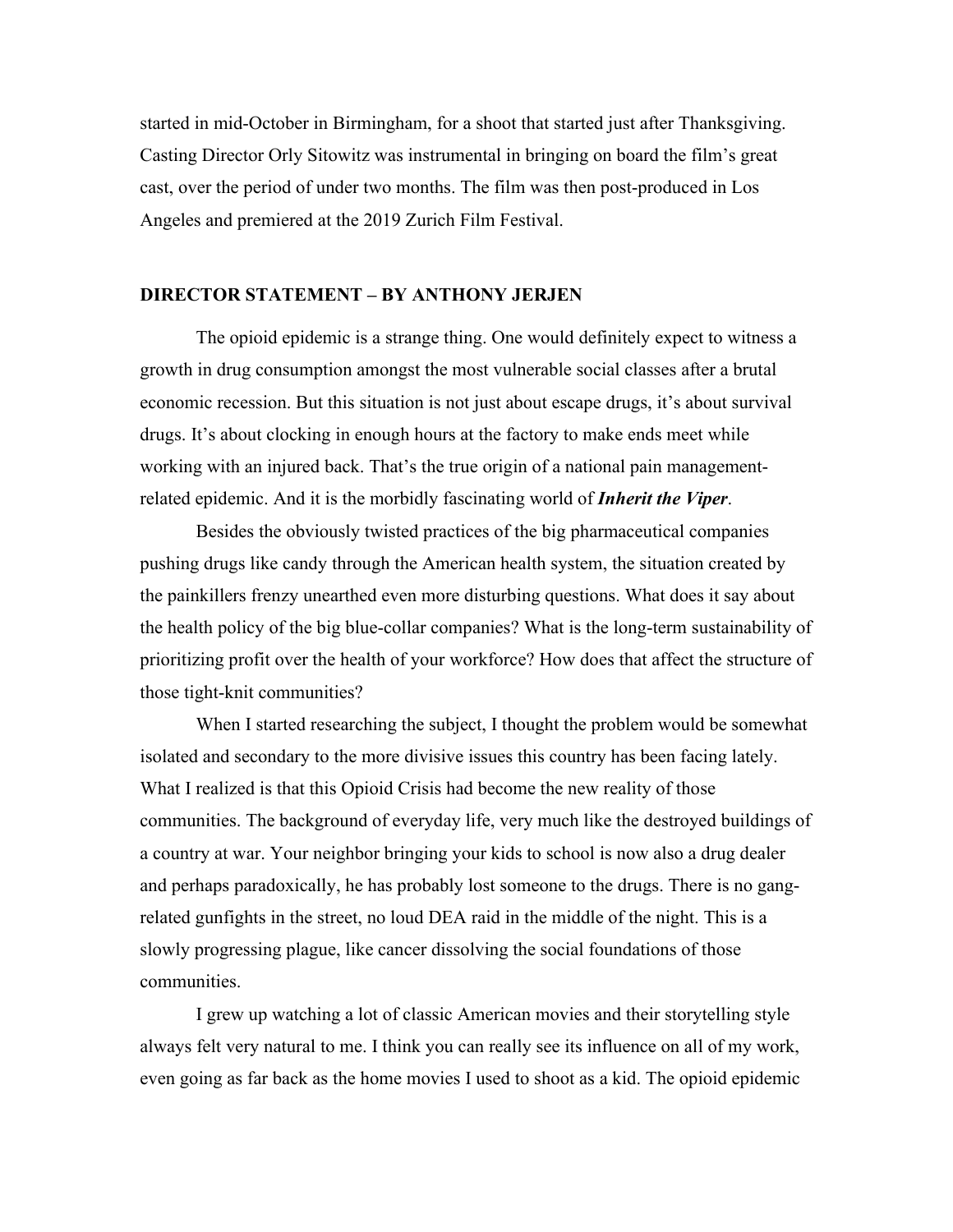started in mid-October in Birmingham, for a shoot that started just after Thanksgiving. Casting Director Orly Sitowitz was instrumental in bringing on board the film's great cast, over the period of under two months. The film was then post-produced in Los Angeles and premiered at the 2019 Zurich Film Festival.

## DIRECTOR STATEMENT – BY ANTHONY JERJEN

The opioid epidemic is a strange thing. One would definitely expect to witness a growth in drug consumption amongst the most vulnerable social classes after a brutal economic recession. But this situation is not just about escape drugs, it's about survival drugs. It's about clocking in enough hours at the factory to make ends meet while working with an injured back. That's the true origin of a national pain management-related epidemic. And it is the morbidly fascinating world of ***Inherit the Viper***.

Besides the obviously twisted practices of the big pharmaceutical companies pushing drugs like candy through the American health system, the situation created by the painkillers frenzy unearthed even more disturbing questions. What does it say about the health policy of the big blue-collar companies? What is the long-term sustainability of prioritizing profit over the health of your workforce? How does that affect the structure of those tight-knit communities?

When I started researching the subject, I thought the problem would be somewhat isolated and secondary to the more divisive issues this country has been facing lately. What I realized is that this Opioid Crisis had become the new reality of those communities. The background of everyday life, very much like the destroyed buildings of a country at war. Your neighbor bringing your kids to school is now also a drug dealer and perhaps paradoxically, he has probably lost someone to the drugs. There is no gang-related gunfights in the street, no loud DEA raid in the middle of the night. This is a slowly progressing plague, like cancer dissolving the social foundations of those communities.

I grew up watching a lot of classic American movies and their storytelling style always felt very natural to me. I think you can really see its influence on all of my work, even going as far back as the home movies I used to shoot as a kid. The opioid epidemic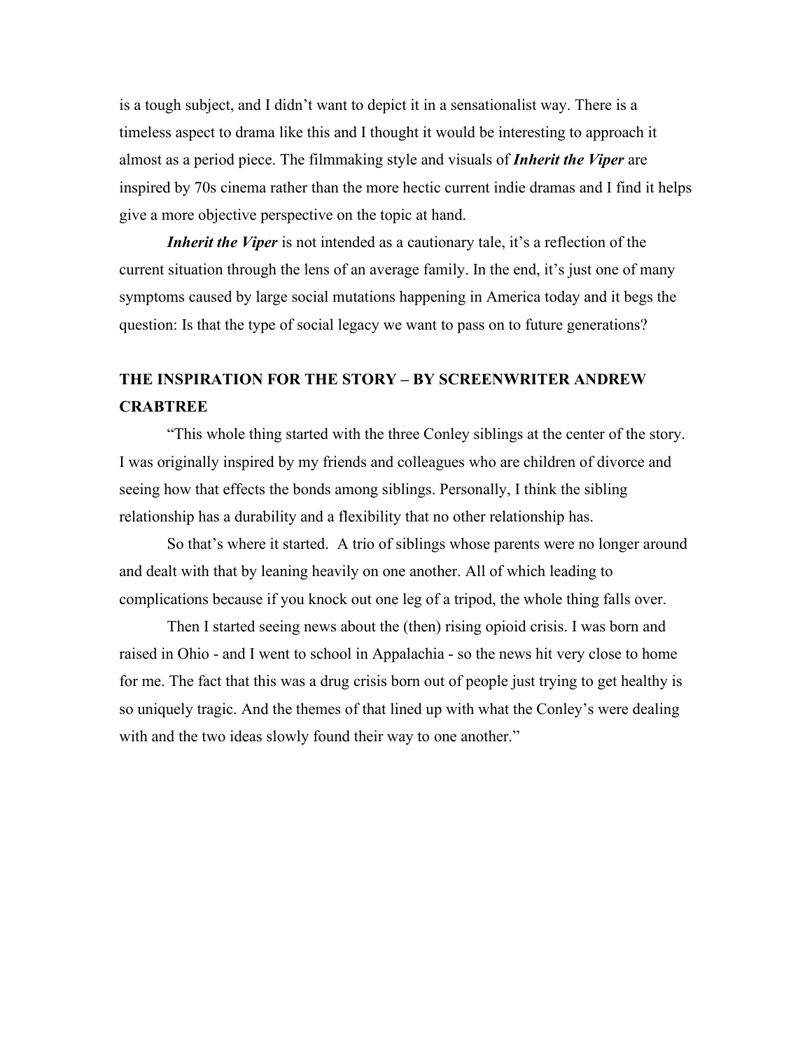is a tough subject, and I didn't want to depict it in a sensationalist way. There is a timeless aspect to drama like this and I thought it would be interesting to approach it almost as a period piece. The filmmaking style and visuals of ***Inherit the Viper*** are inspired by 70s cinema rather than the more hectic current indie dramas and I find it helps give a more objective perspective on the topic at hand.

***Inherit the Viper*** is not intended as a cautionary tale, it's a reflection of the current situation through the lens of an average family. In the end, it's just one of many symptoms caused by large social mutations happening in America today and it begs the question: Is that the type of social legacy we want to pass on to future generations?

## THE INSPIRATION FOR THE STORY – BY SCREENWRITER ANDREW CRABTREE

"This whole thing started with the three Conley siblings at the center of the story. I was originally inspired by my friends and colleagues who are children of divorce and seeing how that effects the bonds among siblings. Personally, I think the sibling relationship has a durability and a flexibility that no other relationship has.

So that's where it started. A trio of siblings whose parents were no longer around and dealt with that by leaning heavily on one another. All of which leading to complications because if you knock out one leg of a tripod, the whole thing falls over.

Then I started seeing news about the (then) rising opioid crisis. I was born and raised in Ohio - and I went to school in Appalachia - so the news hit very close to home for me. The fact that this was a drug crisis born out of people just trying to get healthy is so uniquely tragic. And the themes of that lined up with what the Conley's were dealing with and the two ideas slowly found their way to one another."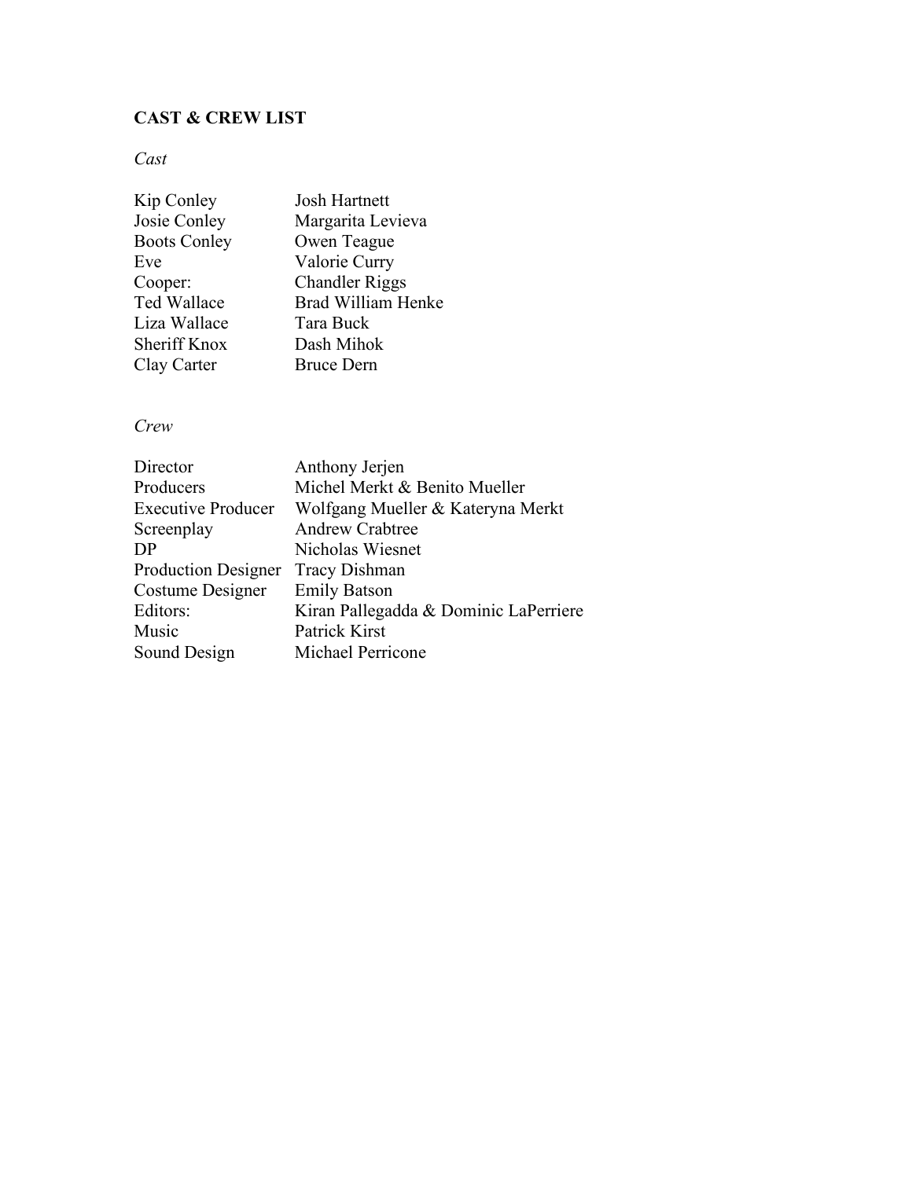**CAST & CREW LIST**

*Cast*

| | |
|---|---|
| Kip Conley | Josh Hartnett |
| Josie Conley | Margarita Levieva |
| Boots Conley | Owen Teague |
| Eve | Valorie Curry |
| Cooper: | Chandler Riggs |
| Ted Wallace | Brad William Henke |
| Liza Wallace | Tara Buck |
| Sheriff Knox | Dash Mihok |
| Clay Carter | Bruce Dern |

*Crew*

| | |
|---|---|
| Director | Anthony Jerjen |
| Producers | Michel Merkt & Benito Mueller |
| Executive Producer | Wolfgang Mueller & Kateryna Merkt |
| Screenplay | Andrew Crabtree |
| DP | Nicholas Wiesnet |
| Production Designer | Tracy Dishman |
| Costume Designer | Emily Batson |
| Editors: | Kiran Pallegadda & Dominic LaPerriere |
| Music | Patrick Kirst |
| Sound Design | Michael Perricone |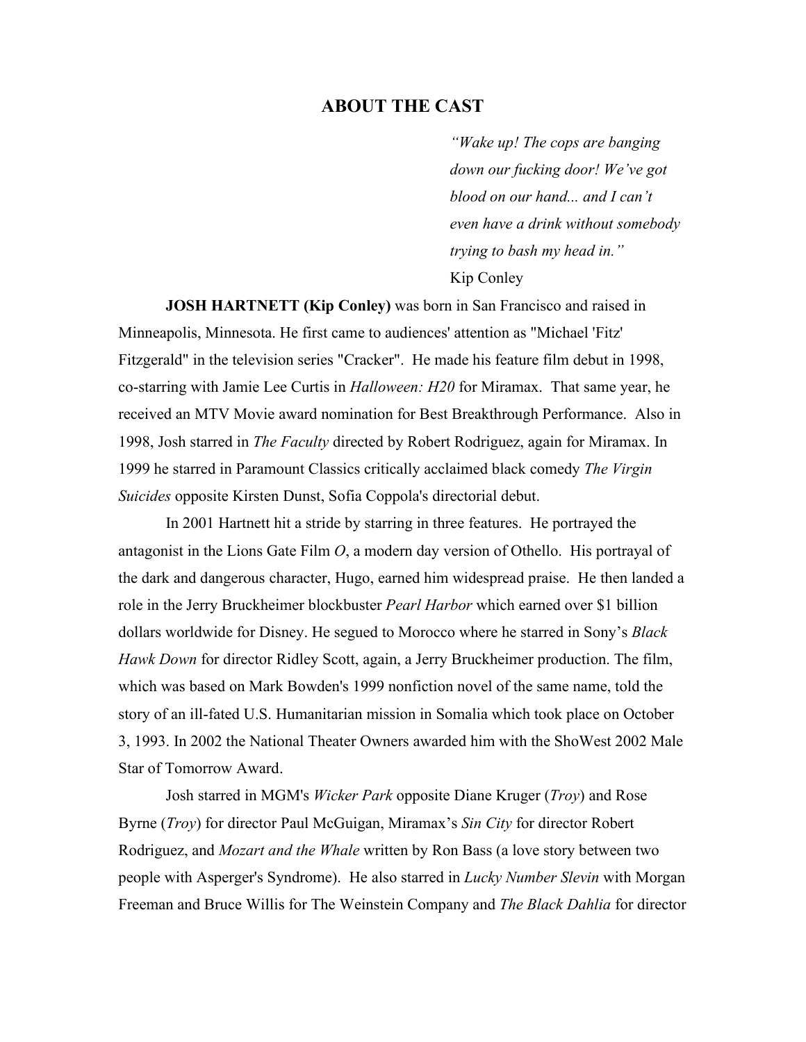## ABOUT THE CAST

> *"Wake up! The cops are banging down our fucking door! We've got blood on our hand... and I can't even have a drink without somebody trying to bash my head in."*
> Kip Conley

**JOSH HARTNETT (Kip Conley)** was born in San Francisco and raised in Minneapolis, Minnesota. He first came to audiences' attention as "Michael 'Fitz' Fitzgerald" in the television series "Cracker". He made his feature film debut in 1998, co-starring with Jamie Lee Curtis in *Halloween: H20* for Miramax. That same year, he received an MTV Movie award nomination for Best Breakthrough Performance. Also in 1998, Josh starred in *The Faculty* directed by Robert Rodriguez, again for Miramax. In 1999 he starred in Paramount Classics critically acclaimed black comedy *The Virgin Suicides* opposite Kirsten Dunst, Sofia Coppola's directorial debut.

In 2001 Hartnett hit a stride by starring in three features. He portrayed the antagonist in the Lions Gate Film *O*, a modern day version of Othello. His portrayal of the dark and dangerous character, Hugo, earned him widespread praise. He then landed a role in the Jerry Bruckheimer blockbuster *Pearl Harbor* which earned over $1 billion dollars worldwide for Disney. He segued to Morocco where he starred in Sony's *Black Hawk Down* for director Ridley Scott, again, a Jerry Bruckheimer production. The film, which was based on Mark Bowden's 1999 nonfiction novel of the same name, told the story of an ill-fated U.S. Humanitarian mission in Somalia which took place on October 3, 1993. In 2002 the National Theater Owners awarded him with the ShoWest 2002 Male Star of Tomorrow Award.

Josh starred in MGM's *Wicker Park* opposite Diane Kruger (*Troy*) and Rose Byrne (*Troy*) for director Paul McGuigan, Miramax's *Sin City* for director Robert Rodriguez, and *Mozart and the Whale* written by Ron Bass (a love story between two people with Asperger's Syndrome). He also starred in *Lucky Number Slevin* with Morgan Freeman and Bruce Willis for The Weinstein Company and *The Black Dahlia* for director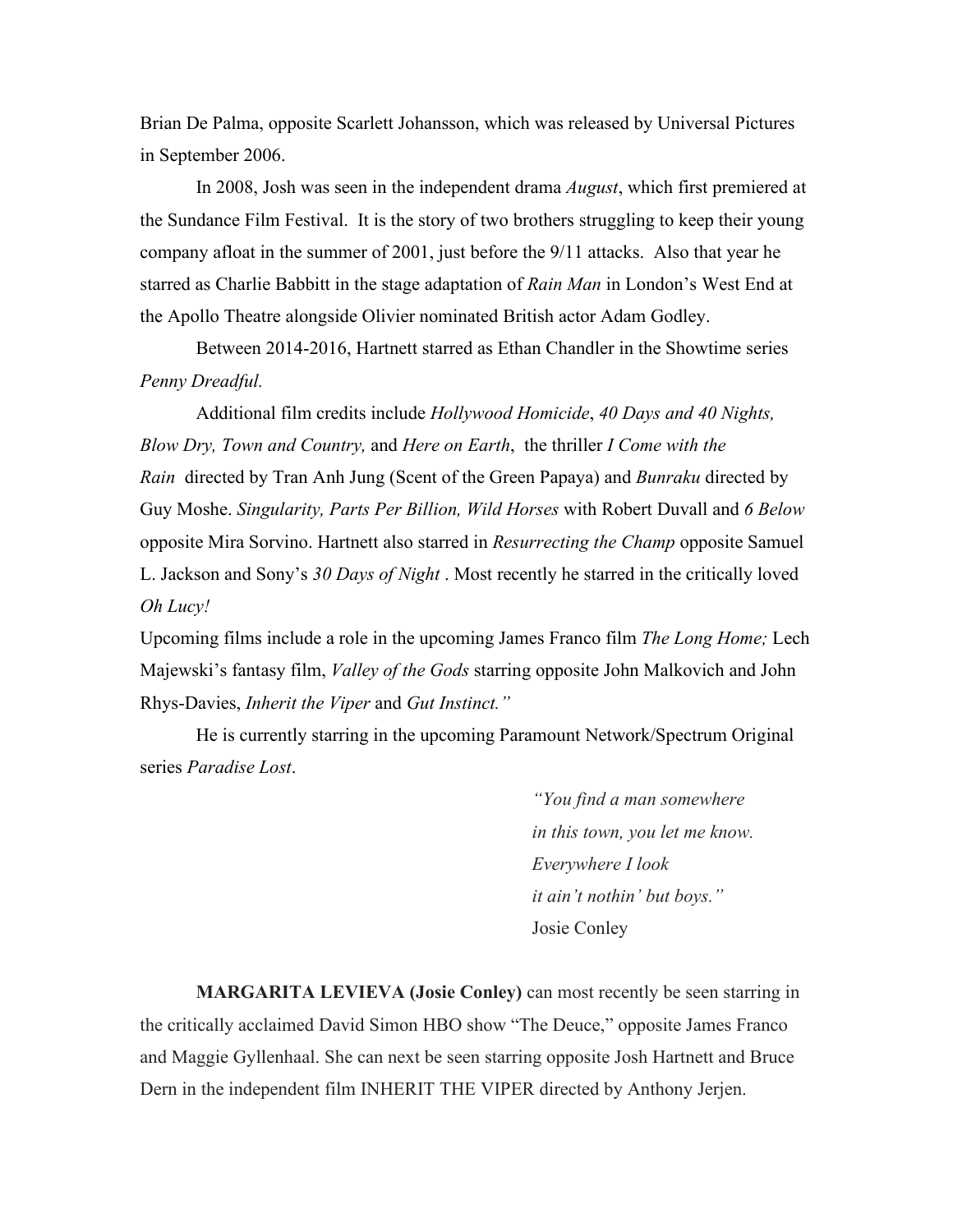Brian De Palma, opposite Scarlett Johansson, which was released by Universal Pictures in September 2006.

In 2008, Josh was seen in the independent drama *August*, which first premiered at the Sundance Film Festival. It is the story of two brothers struggling to keep their young company afloat in the summer of 2001, just before the 9/11 attacks. Also that year he starred as Charlie Babbitt in the stage adaptation of *Rain Man* in London's West End at the Apollo Theatre alongside Olivier nominated British actor Adam Godley.

Between 2014-2016, Hartnett starred as Ethan Chandler in the Showtime series *Penny Dreadful.*

Additional film credits include *Hollywood Homicide*, *40 Days and 40 Nights, Blow Dry, Town and Country,* and *Here on Earth*, the thriller *I Come with the Rain* directed by Tran Anh Jung (Scent of the Green Papaya) and *Bunraku* directed by Guy Moshe. *Singularity, Parts Per Billion, Wild Horses* with Robert Duvall and *6 Below* opposite Mira Sorvino. Hartnett also starred in *Resurrecting the Champ* opposite Samuel L. Jackson and Sony's *30 Days of Night* . Most recently he starred in the critically loved *Oh Lucy!*

Upcoming films include a role in the upcoming James Franco film *The Long Home;* Lech Majewski's fantasy film, *Valley of the Gods* starring opposite John Malkovich and John Rhys-Davies, *Inherit the Viper* and *Gut Instinct."*

He is currently starring in the upcoming Paramount Network/Spectrum Original series *Paradise Lost*.

> *"You find a man somewhere*
> *in this town, you let me know.*
> *Everywhere I look*
> *it ain't nothin' but boys."*
> Josie Conley

**MARGARITA LEVIEVA (Josie Conley)** can most recently be seen starring in the critically acclaimed David Simon HBO show "The Deuce," opposite James Franco and Maggie Gyllenhaal. She can next be seen starring opposite Josh Hartnett and Bruce Dern in the independent film INHERIT THE VIPER directed by Anthony Jerjen.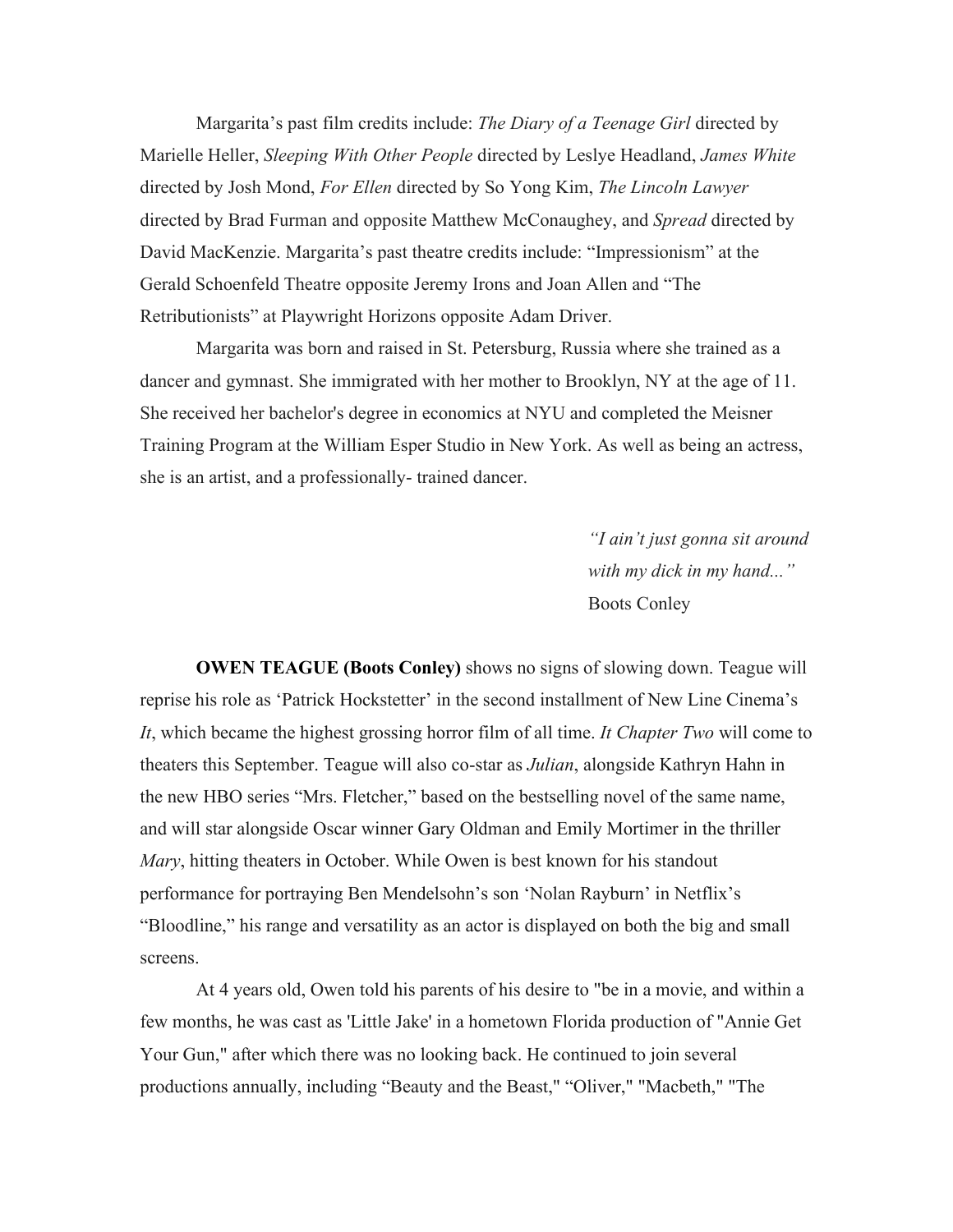Margarita's past film credits include: *The Diary of a Teenage Girl* directed by Marielle Heller, *Sleeping With Other People* directed by Leslye Headland, *James White* directed by Josh Mond, *For Ellen* directed by So Yong Kim, *The Lincoln Lawyer* directed by Brad Furman and opposite Matthew McConaughey, and *Spread* directed by David MacKenzie. Margarita's past theatre credits include: "Impressionism" at the Gerald Schoenfeld Theatre opposite Jeremy Irons and Joan Allen and "The Retributionists" at Playwright Horizons opposite Adam Driver.

Margarita was born and raised in St. Petersburg, Russia where she trained as a dancer and gymnast. She immigrated with her mother to Brooklyn, NY at the age of 11. She received her bachelor's degree in economics at NYU and completed the Meisner Training Program at the William Esper Studio in New York. As well as being an actress, she is an artist, and a professionally- trained dancer.

> *"I ain't just gonna sit around with my dick in my hand..."*
> Boots Conley

**OWEN TEAGUE (Boots Conley)** shows no signs of slowing down. Teague will reprise his role as 'Patrick Hockstetter' in the second installment of New Line Cinema's *It*, which became the highest grossing horror film of all time. *It Chapter Two* will come to theaters this September. Teague will also co-star as *Julian*, alongside Kathryn Hahn in the new HBO series "Mrs. Fletcher," based on the bestselling novel of the same name, and will star alongside Oscar winner Gary Oldman and Emily Mortimer in the thriller *Mary*, hitting theaters in October. While Owen is best known for his standout performance for portraying Ben Mendelsohn's son 'Nolan Rayburn' in Netflix's "Bloodline," his range and versatility as an actor is displayed on both the big and small screens.

At 4 years old, Owen told his parents of his desire to "be in a movie, and within a few months, he was cast as 'Little Jake' in a hometown Florida production of "Annie Get Your Gun," after which there was no looking back. He continued to join several productions annually, including "Beauty and the Beast," "Oliver," "Macbeth," "The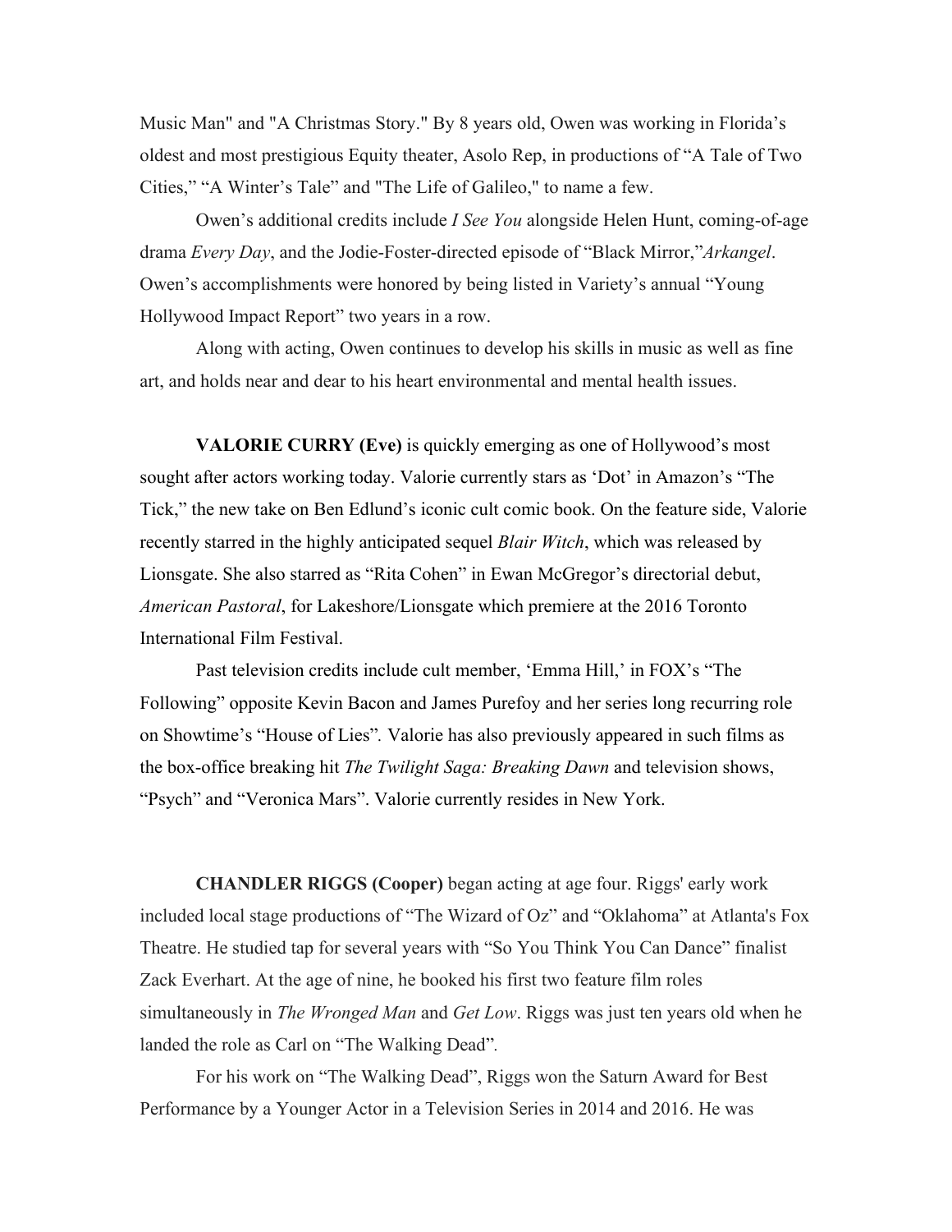Music Man" and "A Christmas Story." By 8 years old, Owen was working in Florida's oldest and most prestigious Equity theater, Asolo Rep, in productions of "A Tale of Two Cities," "A Winter's Tale" and "The Life of Galileo," to name a few.

Owen's additional credits include *I See You* alongside Helen Hunt, coming-of-age drama *Every Day*, and the Jodie-Foster-directed episode of "Black Mirror,"*Arkangel*. Owen's accomplishments were honored by being listed in Variety's annual "Young Hollywood Impact Report" two years in a row.

Along with acting, Owen continues to develop his skills in music as well as fine art, and holds near and dear to his heart environmental and mental health issues.

**VALORIE CURRY (Eve)** is quickly emerging as one of Hollywood's most sought after actors working today. Valorie currently stars as 'Dot' in Amazon's "The Tick," the new take on Ben Edlund's iconic cult comic book. On the feature side, Valorie recently starred in the highly anticipated sequel *Blair Witch*, which was released by Lionsgate. She also starred as "Rita Cohen" in Ewan McGregor's directorial debut, *American Pastoral*, for Lakeshore/Lionsgate which premiere at the 2016 Toronto International Film Festival.

Past television credits include cult member, 'Emma Hill,' in FOX's "The Following" opposite Kevin Bacon and James Purefoy and her series long recurring role on Showtime's "House of Lies". Valorie has also previously appeared in such films as the box-office breaking hit *The Twilight Saga: Breaking Dawn* and television shows, "Psych" and "Veronica Mars". Valorie currently resides in New York.

**CHANDLER RIGGS (Cooper)** began acting at age four. Riggs' early work included local stage productions of "The Wizard of Oz" and "Oklahoma" at Atlanta's Fox Theatre. He studied tap for several years with "So You Think You Can Dance" finalist Zack Everhart. At the age of nine, he booked his first two feature film roles simultaneously in *The Wronged Man* and *Get Low*. Riggs was just ten years old when he landed the role as Carl on "The Walking Dead".

For his work on "The Walking Dead", Riggs won the Saturn Award for Best Performance by a Younger Actor in a Television Series in 2014 and 2016. He was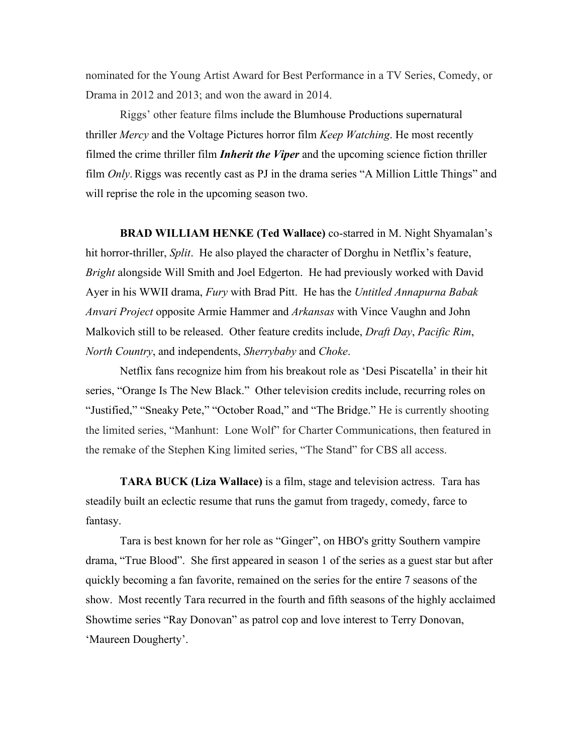nominated for the Young Artist Award for Best Performance in a TV Series, Comedy, or Drama in 2012 and 2013; and won the award in 2014.

Riggs' other feature films include the Blumhouse Productions supernatural thriller *Mercy* and the Voltage Pictures horror film *Keep Watching*. He most recently filmed the crime thriller film ***Inherit the Viper*** and the upcoming science fiction thriller film *Only*. Riggs was recently cast as PJ in the drama series "A Million Little Things" and will reprise the role in the upcoming season two.

**BRAD WILLIAM HENKE (Ted Wallace)** co-starred in M. Night Shyamalan's hit horror-thriller, *Split*. He also played the character of Dorghu in Netflix's feature, *Bright* alongside Will Smith and Joel Edgerton. He had previously worked with David Ayer in his WWII drama, *Fury* with Brad Pitt. He has the *Untitled Annapurna Babak Anvari Project* opposite Armie Hammer and *Arkansas* with Vince Vaughn and John Malkovich still to be released. Other feature credits include, *Draft Day*, *Pacific Rim*, *North Country*, and independents, *Sherrybaby* and *Choke*.

Netflix fans recognize him from his breakout role as 'Desi Piscatella' in their hit series, "Orange Is The New Black." Other television credits include, recurring roles on "Justified," "Sneaky Pete," "October Road," and "The Bridge." He is currently shooting the limited series, "Manhunt: Lone Wolf" for Charter Communications, then featured in the remake of the Stephen King limited series, "The Stand" for CBS all access.

**TARA BUCK (Liza Wallace)** is a film, stage and television actress. Tara has steadily built an eclectic resume that runs the gamut from tragedy, comedy, farce to fantasy.

Tara is best known for her role as "Ginger", on HBO's gritty Southern vampire drama, "True Blood". She first appeared in season 1 of the series as a guest star but after quickly becoming a fan favorite, remained on the series for the entire 7 seasons of the show. Most recently Tara recurred in the fourth and fifth seasons of the highly acclaimed Showtime series "Ray Donovan" as patrol cop and love interest to Terry Donovan, 'Maureen Dougherty'.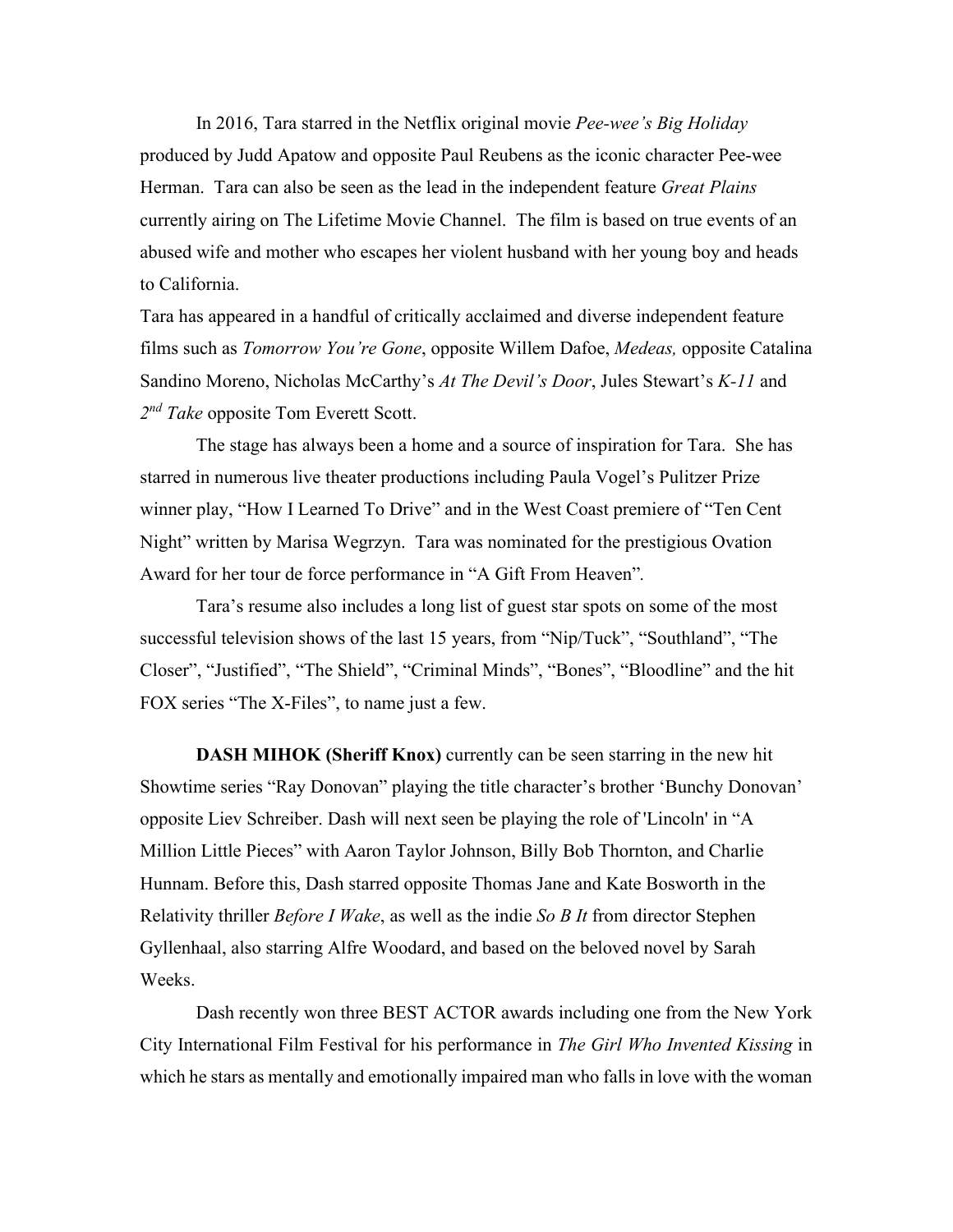In 2016, Tara starred in the Netflix original movie *Pee-wee's Big Holiday* produced by Judd Apatow and opposite Paul Reubens as the iconic character Pee-wee Herman. Tara can also be seen as the lead in the independent feature *Great Plains* currently airing on The Lifetime Movie Channel. The film is based on true events of an abused wife and mother who escapes her violent husband with her young boy and heads to California.

Tara has appeared in a handful of critically acclaimed and diverse independent feature films such as *Tomorrow You're Gone*, opposite Willem Dafoe, *Medeas,* opposite Catalina Sandino Moreno, Nicholas McCarthy's *At The Devil's Door*, Jules Stewart's *K-11* and *2nd Take* opposite Tom Everett Scott.

The stage has always been a home and a source of inspiration for Tara. She has starred in numerous live theater productions including Paula Vogel's Pulitzer Prize winner play, "How I Learned To Drive" and in the West Coast premiere of "Ten Cent Night" written by Marisa Wegrzyn. Tara was nominated for the prestigious Ovation Award for her tour de force performance in "A Gift From Heaven".

Tara's resume also includes a long list of guest star spots on some of the most successful television shows of the last 15 years, from "Nip/Tuck", "Southland", "The Closer", "Justified", "The Shield", "Criminal Minds", "Bones", "Bloodline" and the hit FOX series "The X-Files", to name just a few.

**DASH MIHOK (Sheriff Knox)** currently can be seen starring in the new hit Showtime series "Ray Donovan" playing the title character's brother 'Bunchy Donovan' opposite Liev Schreiber. Dash will next seen be playing the role of 'Lincoln' in "A Million Little Pieces" with Aaron Taylor Johnson, Billy Bob Thornton, and Charlie Hunnam. Before this, Dash starred opposite Thomas Jane and Kate Bosworth in the Relativity thriller *Before I Wake*, as well as the indie *So B It* from director Stephen Gyllenhaal, also starring Alfre Woodard, and based on the beloved novel by Sarah Weeks.

Dash recently won three BEST ACTOR awards including one from the New York City International Film Festival for his performance in *The Girl Who Invented Kissing* in which he stars as mentally and emotionally impaired man who falls in love with the woman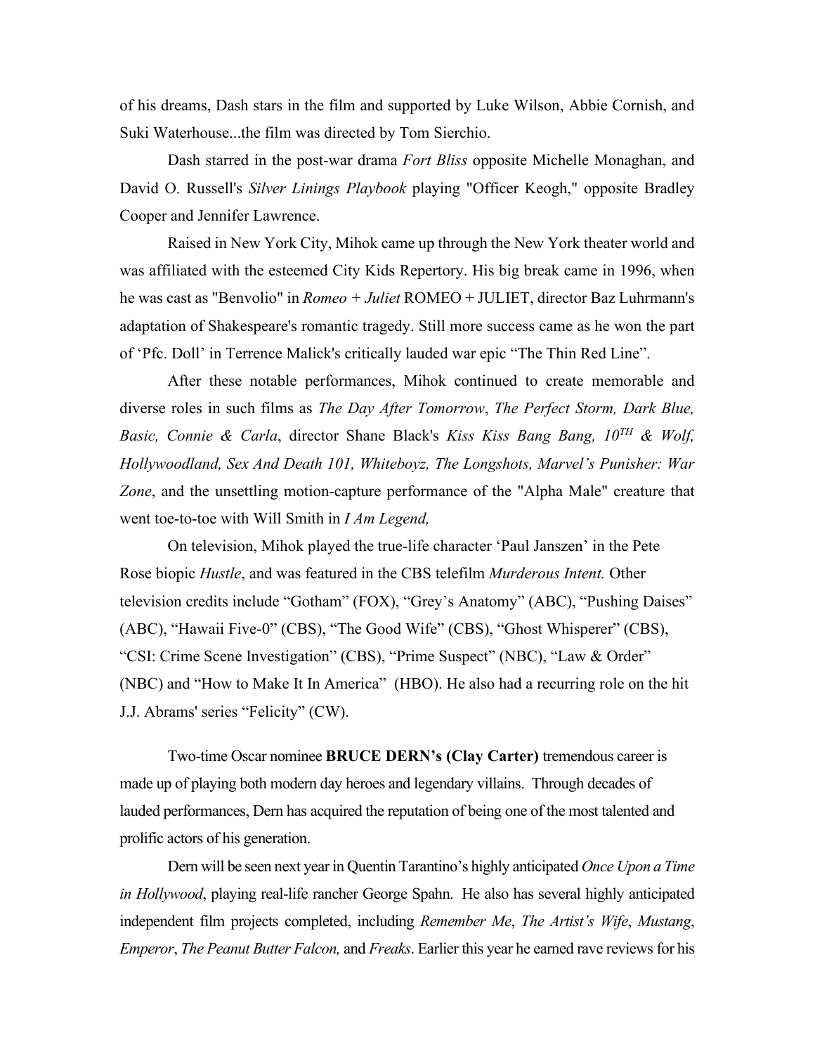of his dreams, Dash stars in the film and supported by Luke Wilson, Abbie Cornish, and Suki Waterhouse...the film was directed by Tom Sierchio.

Dash starred in the post-war drama *Fort Bliss* opposite Michelle Monaghan, and David O. Russell's *Silver Linings Playbook* playing "Officer Keogh," opposite Bradley Cooper and Jennifer Lawrence.

Raised in New York City, Mihok came up through the New York theater world and was affiliated with the esteemed City Kids Repertory. His big break came in 1996, when he was cast as "Benvolio" in *Romeo + Juliet* ROMEO + JULIET, director Baz Luhrmann's adaptation of Shakespeare's romantic tragedy. Still more success came as he won the part of 'Pfc. Doll' in Terrence Malick's critically lauded war epic "The Thin Red Line".

After these notable performances, Mihok continued to create memorable and diverse roles in such films as *The Day After Tomorrow*, *The Perfect Storm, Dark Blue, Basic, Connie & Carla*, director Shane Black's *Kiss Kiss Bang Bang, 10TH & Wolf, Hollywoodland, Sex And Death 101, Whiteboyz, The Longshots, Marvel's Punisher: War Zone*, and the unsettling motion-capture performance of the "Alpha Male" creature that went toe-to-toe with Will Smith in *I Am Legend,*

On television, Mihok played the true-life character 'Paul Janszen' in the Pete Rose biopic *Hustle*, and was featured in the CBS telefilm *Murderous Intent.* Other television credits include "Gotham" (FOX), "Grey's Anatomy" (ABC), "Pushing Daises" (ABC), "Hawaii Five-0" (CBS), "The Good Wife" (CBS), "Ghost Whisperer" (CBS), "CSI: Crime Scene Investigation" (CBS), "Prime Suspect" (NBC), "Law & Order" (NBC) and "How to Make It In America" (HBO). He also had a recurring role on the hit J.J. Abrams' series "Felicity" (CW).

Two-time Oscar nominee **BRUCE DERN's (Clay Carter)** tremendous career is made up of playing both modern day heroes and legendary villains. Through decades of lauded performances, Dern has acquired the reputation of being one of the most talented and prolific actors of his generation.

Dern will be seen next year in Quentin Tarantino's highly anticipated *Once Upon a Time in Hollywood*, playing real-life rancher George Spahn. He also has several highly anticipated independent film projects completed, including *Remember Me*, *The Artist's Wife*, *Mustang*, *Emperor*, *The Peanut Butter Falcon,* and *Freaks*. Earlier this year he earned rave reviews for his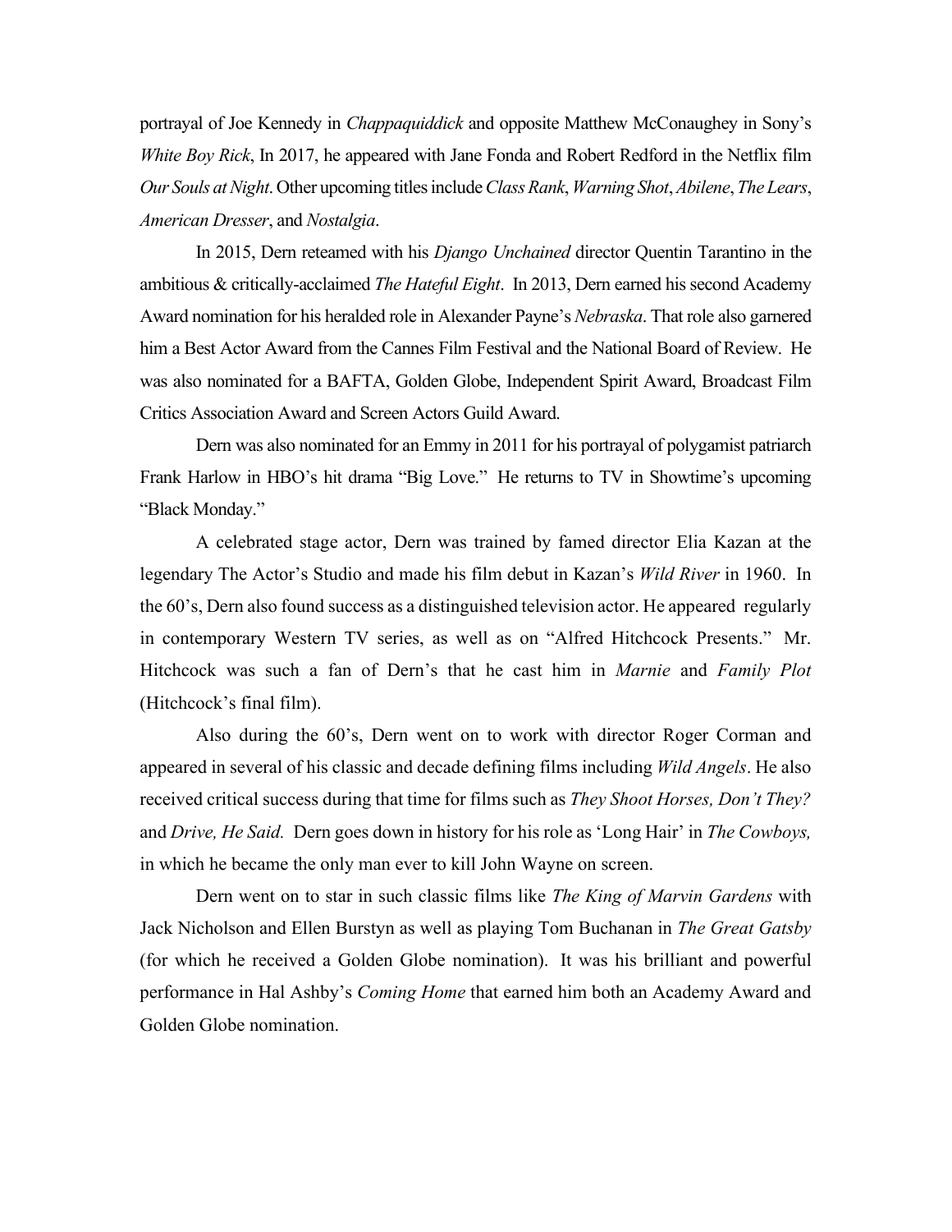portrayal of Joe Kennedy in *Chappaquiddick* and opposite Matthew McConaughey in Sony's *White Boy Rick*, In 2017, he appeared with Jane Fonda and Robert Redford in the Netflix film *Our Souls at Night*. Other upcoming titles include *Class Rank*, *Warning Shot*, *Abilene*, *The Lears*, *American Dresser*, and *Nostalgia*.

In 2015, Dern reteamed with his *Django Unchained* director Quentin Tarantino in the ambitious & critically-acclaimed *The Hateful Eight*. In 2013, Dern earned his second Academy Award nomination for his heralded role in Alexander Payne's *Nebraska*. That role also garnered him a Best Actor Award from the Cannes Film Festival and the National Board of Review. He was also nominated for a BAFTA, Golden Globe, Independent Spirit Award, Broadcast Film Critics Association Award and Screen Actors Guild Award.

Dern was also nominated for an Emmy in 2011 for his portrayal of polygamist patriarch Frank Harlow in HBO's hit drama "Big Love." He returns to TV in Showtime's upcoming "Black Monday."

A celebrated stage actor, Dern was trained by famed director Elia Kazan at the legendary The Actor's Studio and made his film debut in Kazan's *Wild River* in 1960. In the 60's, Dern also found success as a distinguished television actor. He appeared regularly in contemporary Western TV series, as well as on "Alfred Hitchcock Presents." Mr. Hitchcock was such a fan of Dern's that he cast him in *Marnie* and *Family Plot* (Hitchcock's final film).

Also during the 60's, Dern went on to work with director Roger Corman and appeared in several of his classic and decade defining films including *Wild Angels*. He also received critical success during that time for films such as *They Shoot Horses, Don't They?* and *Drive, He Said.* Dern goes down in history for his role as 'Long Hair' in *The Cowboys,* in which he became the only man ever to kill John Wayne on screen.

Dern went on to star in such classic films like *The King of Marvin Gardens* with Jack Nicholson and Ellen Burstyn as well as playing Tom Buchanan in *The Great Gatsby* (for which he received a Golden Globe nomination). It was his brilliant and powerful performance in Hal Ashby's *Coming Home* that earned him both an Academy Award and Golden Globe nomination.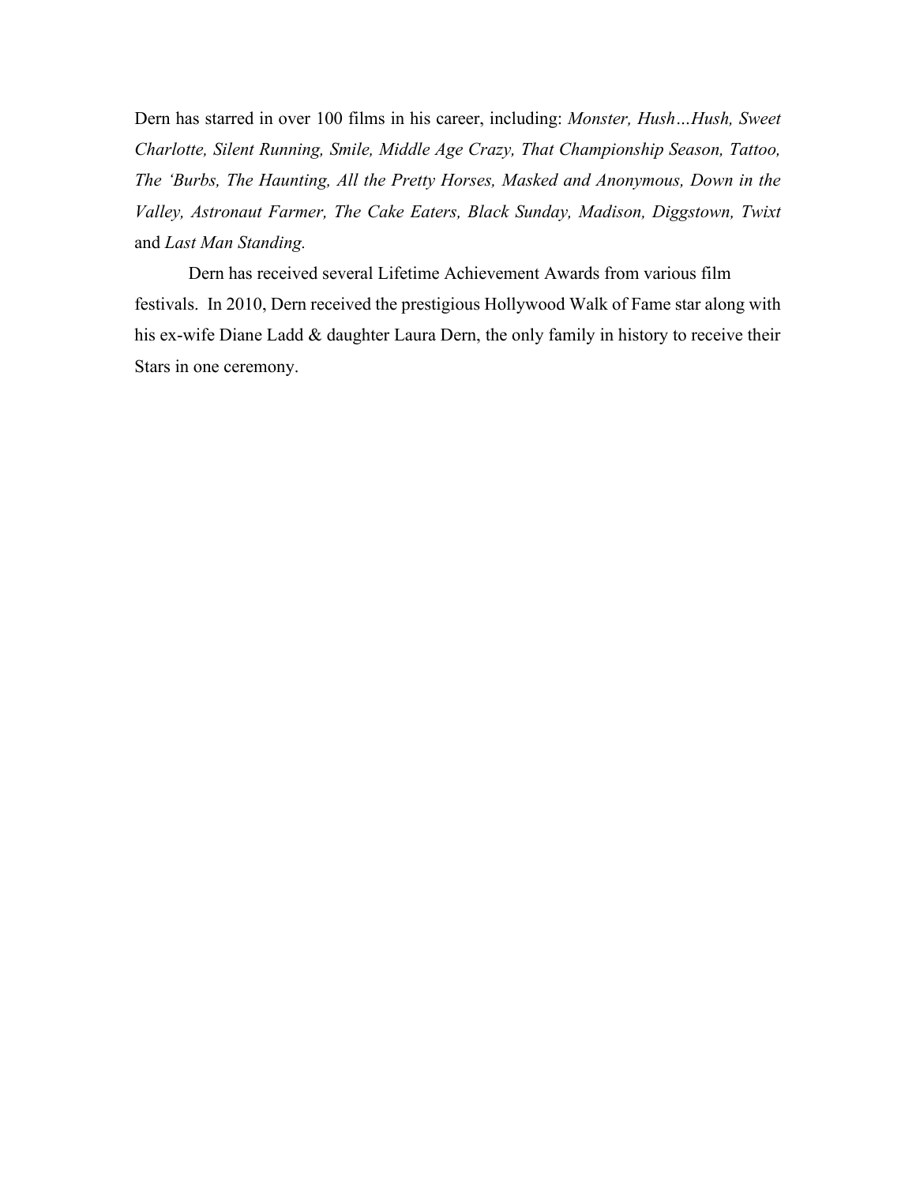Dern has starred in over 100 films in his career, including: *Monster, Hush…Hush, Sweet Charlotte, Silent Running, Smile, Middle Age Crazy, That Championship Season, Tattoo, The 'Burbs, The Haunting, All the Pretty Horses, Masked and Anonymous, Down in the Valley, Astronaut Farmer, The Cake Eaters, Black Sunday, Madison, Diggstown, Twixt* and *Last Man Standing.*

Dern has received several Lifetime Achievement Awards from various film festivals. In 2010, Dern received the prestigious Hollywood Walk of Fame star along with his ex-wife Diane Ladd & daughter Laura Dern, the only family in history to receive their Stars in one ceremony.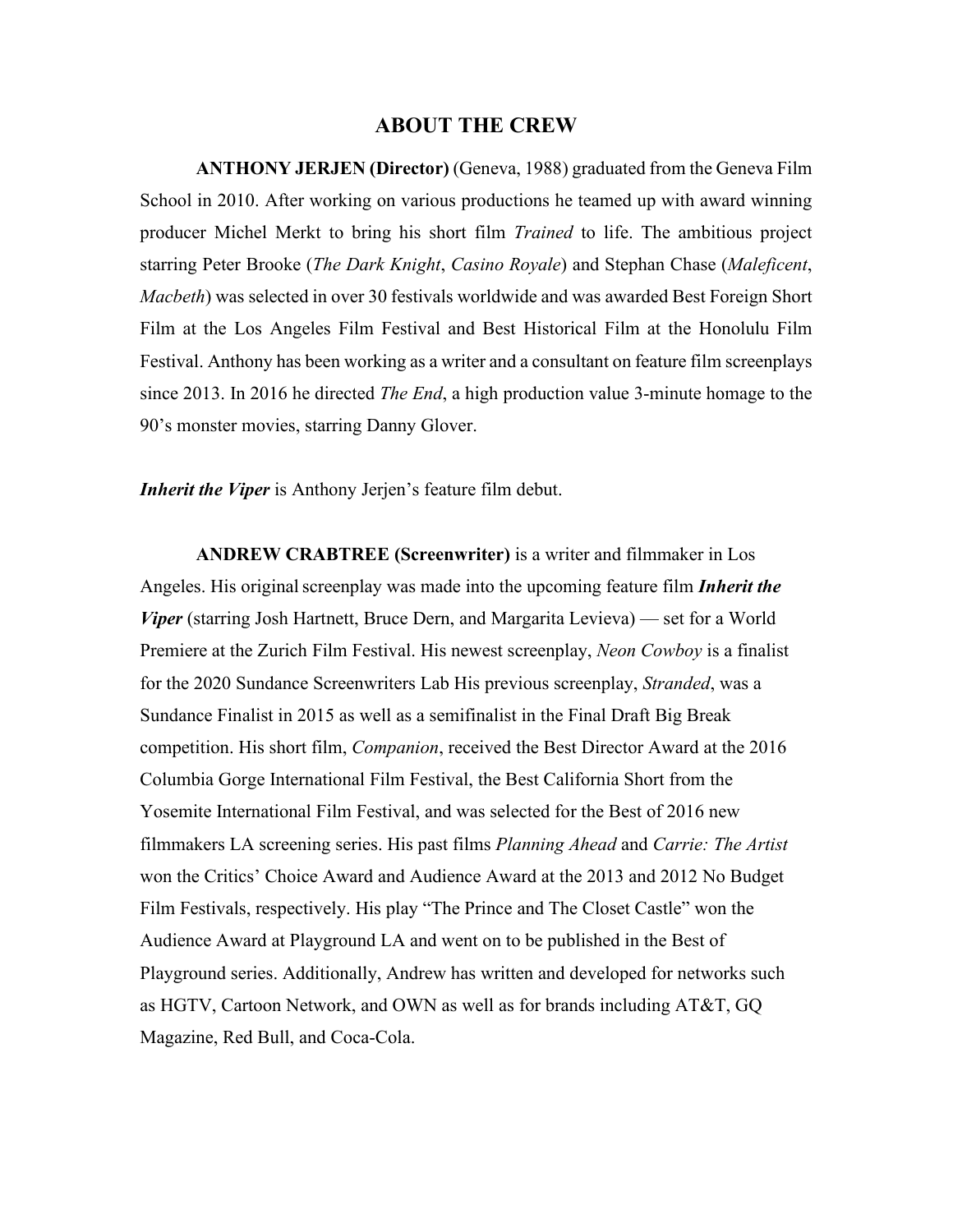## ABOUT THE CREW

**ANTHONY JERJEN (Director)** (Geneva, 1988) graduated from the Geneva Film School in 2010. After working on various productions he teamed up with award winning producer Michel Merkt to bring his short film *Trained* to life. The ambitious project starring Peter Brooke (*The Dark Knight*, *Casino Royale*) and Stephan Chase (*Maleficent*, *Macbeth*) was selected in over 30 festivals worldwide and was awarded Best Foreign Short Film at the Los Angeles Film Festival and Best Historical Film at the Honolulu Film Festival. Anthony has been working as a writer and a consultant on feature film screenplays since 2013. In 2016 he directed *The End*, a high production value 3-minute homage to the 90's monster movies, starring Danny Glover.

***Inherit the Viper*** is Anthony Jerjen's feature film debut.

**ANDREW CRABTREE (Screenwriter)** is a writer and filmmaker in Los Angeles. His original screenplay was made into the upcoming feature film ***Inherit the Viper*** (starring Josh Hartnett, Bruce Dern, and Margarita Levieva) — set for a World Premiere at the Zurich Film Festival. His newest screenplay, *Neon Cowboy* is a finalist for the 2020 Sundance Screenwriters Lab His previous screenplay, *Stranded*, was a Sundance Finalist in 2015 as well as a semifinalist in the Final Draft Big Break competition. His short film, *Companion*, received the Best Director Award at the 2016 Columbia Gorge International Film Festival, the Best California Short from the Yosemite International Film Festival, and was selected for the Best of 2016 new filmmakers LA screening series. His past films *Planning Ahead* and *Carrie: The Artist* won the Critics' Choice Award and Audience Award at the 2013 and 2012 No Budget Film Festivals, respectively. His play "The Prince and The Closet Castle" won the Audience Award at Playground LA and went on to be published in the Best of Playground series. Additionally, Andrew has written and developed for networks such as HGTV, Cartoon Network, and OWN as well as for brands including AT&T, GQ Magazine, Red Bull, and Coca-Cola.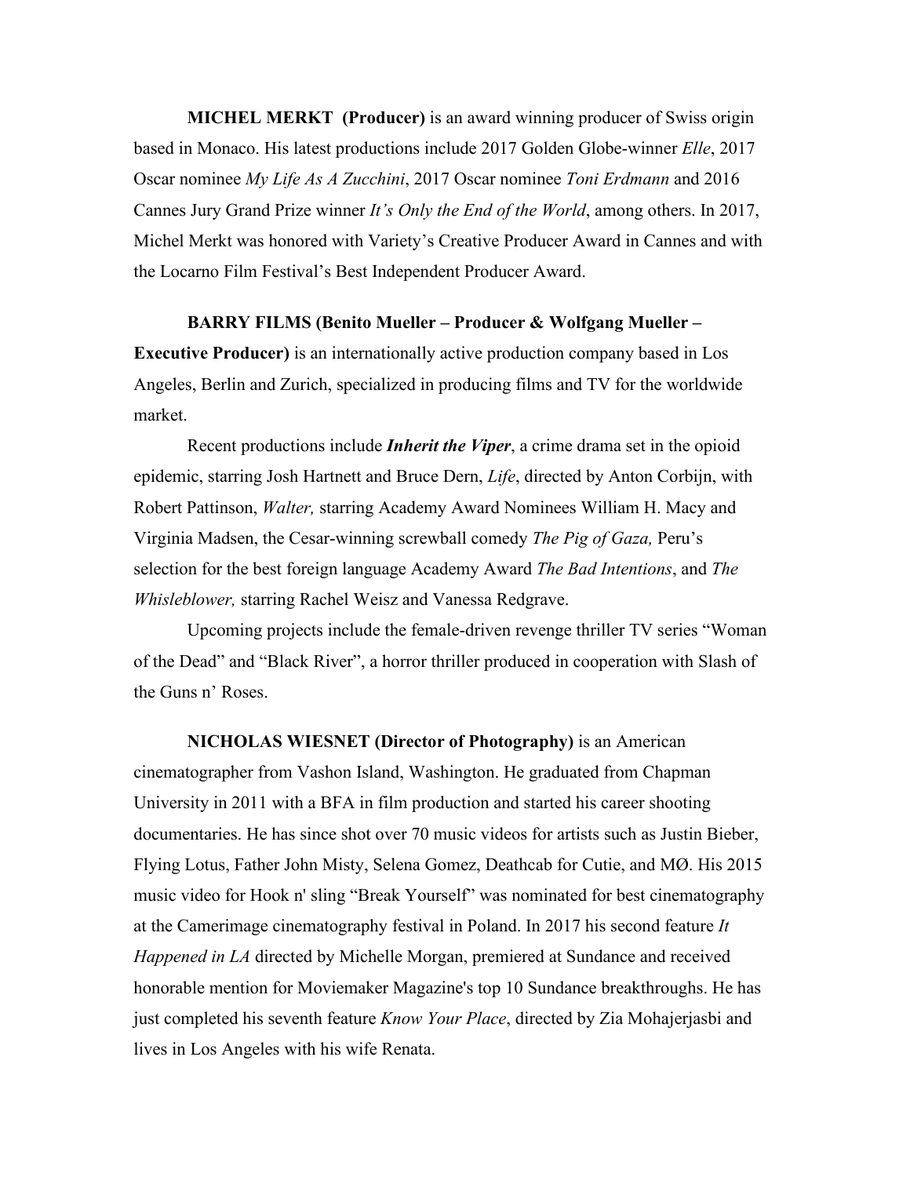**MICHEL MERKT  (Producer)** is an award winning producer of Swiss origin based in Monaco. His latest productions include 2017 Golden Globe-winner *Elle*, 2017 Oscar nominee *My Life As A Zucchini*, 2017 Oscar nominee *Toni Erdmann* and 2016 Cannes Jury Grand Prize winner *It's Only the End of the World*, among others. In 2017, Michel Merkt was honored with Variety's Creative Producer Award in Cannes and with the Locarno Film Festival's Best Independent Producer Award.

**BARRY FILMS (Benito Mueller – Producer & Wolfgang Mueller – Executive Producer)** is an internationally active production company based in Los Angeles, Berlin and Zurich, specialized in producing films and TV for the worldwide market.

Recent productions include ***Inherit the Viper***, a crime drama set in the opioid epidemic, starring Josh Hartnett and Bruce Dern, *Life*, directed by Anton Corbijn, with Robert Pattinson, *Walter,* starring Academy Award Nominees William H. Macy and Virginia Madsen, the Cesar-winning screwball comedy *The Pig of Gaza,* Peru's selection for the best foreign language Academy Award *The Bad Intentions*, and *The Whisleblower,* starring Rachel Weisz and Vanessa Redgrave.

Upcoming projects include the female-driven revenge thriller TV series "Woman of the Dead" and "Black River", a horror thriller produced in cooperation with Slash of the Guns n' Roses.

**NICHOLAS WIESNET (Director of Photography)** is an American cinematographer from Vashon Island, Washington. He graduated from Chapman University in 2011 with a BFA in film production and started his career shooting documentaries. He has since shot over 70 music videos for artists such as Justin Bieber, Flying Lotus, Father John Misty, Selena Gomez, Deathcab for Cutie, and MØ. His 2015 music video for Hook n' sling "Break Yourself" was nominated for best cinematography at the Camerimage cinematography festival in Poland. In 2017 his second feature *It Happened in LA* directed by Michelle Morgan, premiered at Sundance and received honorable mention for Moviemaker Magazine's top 10 Sundance breakthroughs. He has just completed his seventh feature *Know Your Place*, directed by Zia Mohajerjasbi and lives in Los Angeles with his wife Renata.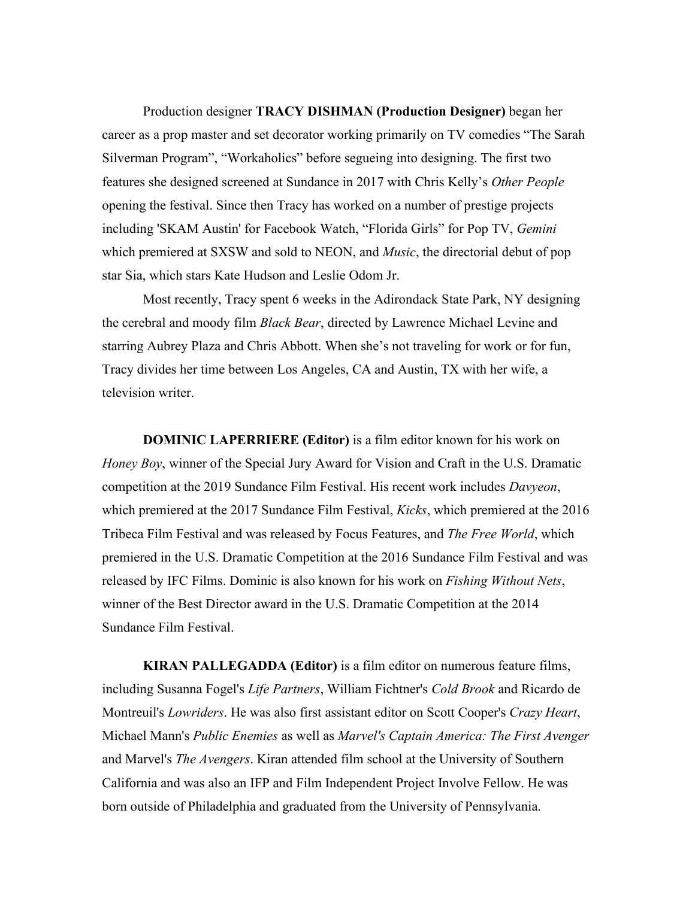Production designer **TRACY DISHMAN (Production Designer)** began her career as a prop master and set decorator working primarily on TV comedies “The Sarah Silverman Program”, “Workaholics” before segueing into designing. The first two features she designed screened at Sundance in 2017 with Chris Kelly’s *Other People* opening the festival. Since then Tracy has worked on a number of prestige projects including 'SKAM Austin' for Facebook Watch, “Florida Girls” for Pop TV, *Gemini* which premiered at SXSW and sold to NEON, and *Music*, the directorial debut of pop star Sia, which stars Kate Hudson and Leslie Odom Jr.

Most recently, Tracy spent 6 weeks in the Adirondack State Park, NY designing the cerebral and moody film *Black Bear*, directed by Lawrence Michael Levine and starring Aubrey Plaza and Chris Abbott. When she’s not traveling for work or for fun, Tracy divides her time between Los Angeles, CA and Austin, TX with her wife, a television writer.

**DOMINIC LAPERRIERE (Editor)** is a film editor known for his work on *Honey Boy*, winner of the Special Jury Award for Vision and Craft in the U.S. Dramatic competition at the 2019 Sundance Film Festival. His recent work includes *Davyeon*, which premiered at the 2017 Sundance Film Festival, *Kicks*, which premiered at the 2016 Tribeca Film Festival and was released by Focus Features, and *The Free World*, which premiered in the U.S. Dramatic Competition at the 2016 Sundance Film Festival and was released by IFC Films. Dominic is also known for his work on *Fishing Without Nets*, winner of the Best Director award in the U.S. Dramatic Competition at the 2014 Sundance Film Festival.

**KIRAN PALLEGADDA (Editor)** is a film editor on numerous feature films, including Susanna Fogel's *Life Partners*, William Fichtner's *Cold Brook* and Ricardo de Montreuil's *Lowriders*. He was also first assistant editor on Scott Cooper's *Crazy Heart*, Michael Mann's *Public Enemies* as well as *Marvel's Captain America: The First Avenger* and Marvel's *The Avengers*. Kiran attended film school at the University of Southern California and was also an IFP and Film Independent Project Involve Fellow. He was born outside of Philadelphia and graduated from the University of Pennsylvania.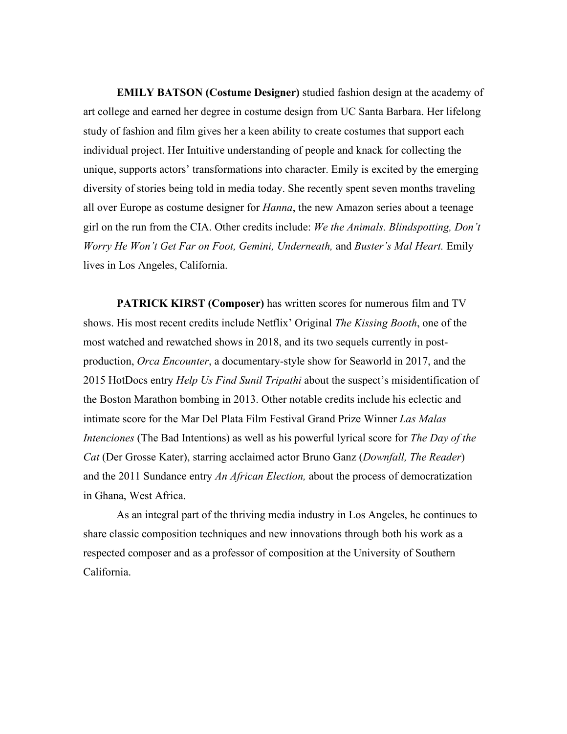**EMILY BATSON (Costume Designer)** studied fashion design at the academy of art college and earned her degree in costume design from UC Santa Barbara. Her lifelong study of fashion and film gives her a keen ability to create costumes that support each individual project. Her Intuitive understanding of people and knack for collecting the unique, supports actors' transformations into character. Emily is excited by the emerging diversity of stories being told in media today. She recently spent seven months traveling all over Europe as costume designer for *Hanna*, the new Amazon series about a teenage girl on the run from the CIA. Other credits include: *We the Animals. Blindspotting, Don't Worry He Won't Get Far on Foot, Gemini, Underneath,* and *Buster's Mal Heart.* Emily lives in Los Angeles, California.

**PATRICK KIRST (Composer)** has written scores for numerous film and TV shows. His most recent credits include Netflix' Original *The Kissing Booth*, one of the most watched and rewatched shows in 2018, and its two sequels currently in post-production, *Orca Encounter*, a documentary-style show for Seaworld in 2017, and the 2015 HotDocs entry *Help Us Find Sunil Tripathi* about the suspect's misidentification of the Boston Marathon bombing in 2013. Other notable credits include his eclectic and intimate score for the Mar Del Plata Film Festival Grand Prize Winner *Las Malas Intenciones* (The Bad Intentions) as well as his powerful lyrical score for *The Day of the Cat* (Der Grosse Kater), starring acclaimed actor Bruno Ganz (*Downfall, The Reader*) and the 2011 Sundance entry *An African Election,* about the process of democratization in Ghana, West Africa.

As an integral part of the thriving media industry in Los Angeles, he continues to share classic composition techniques and new innovations through both his work as a respected composer and as a professor of composition at the University of Southern California.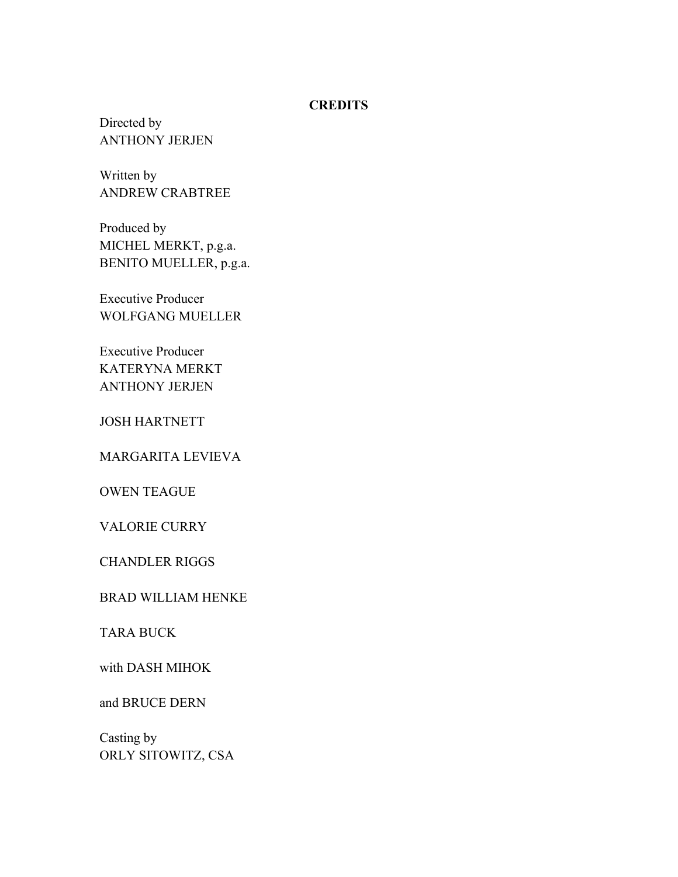**CREDITS**

Directed by
ANTHONY JERJEN

Written by
ANDREW CRABTREE

Produced by
MICHEL MERKT, p.g.a.
BENITO MUELLER, p.g.a.

Executive Producer
WOLFGANG MUELLER

Executive Producer
KATERYNA MERKT
ANTHONY JERJEN

JOSH HARTNETT

MARGARITA LEVIEVA

OWEN TEAGUE

VALORIE CURRY

CHANDLER RIGGS

BRAD WILLIAM HENKE

TARA BUCK

with DASH MIHOK

and BRUCE DERN

Casting by
ORLY SITOWITZ, CSA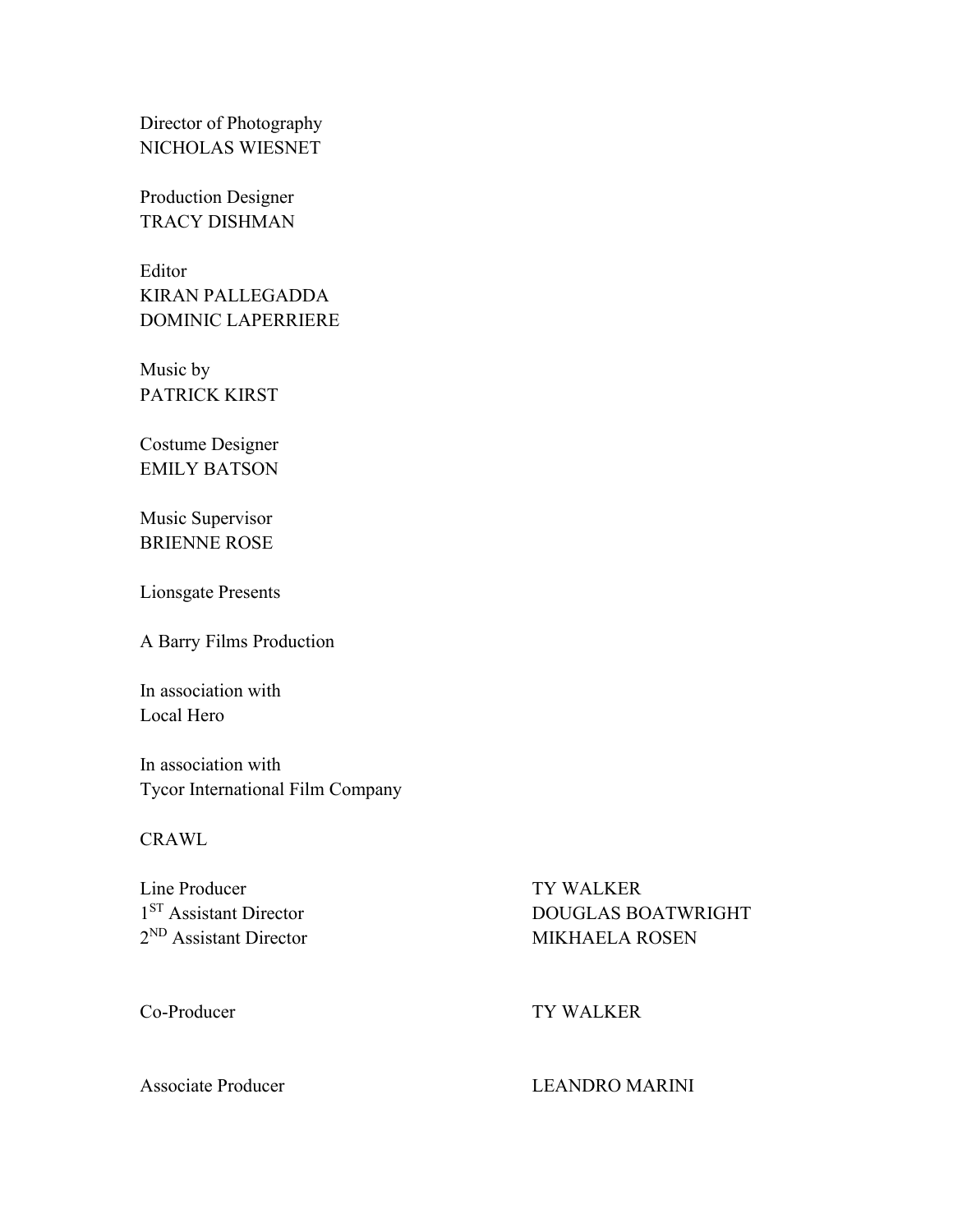Director of Photography
NICHOLAS WIESNET

Production Designer
TRACY DISHMAN

Editor
KIRAN PALLEGADDA
DOMINIC LAPERRIERE

Music by
PATRICK KIRST

Costume Designer
EMILY BATSON

Music Supervisor
BRIENNE ROSE

Lionsgate Presents

A Barry Films Production

In association with
Local Hero

In association with
Tycor International Film Company

CRAWL

| | |
|---|---|
| Line Producer | TY WALKER |
| 1ST Assistant Director | DOUGLAS BOATWRIGHT |
| 2ND Assistant Director | MIKHAELA ROSEN |
| | |
| Co-Producer | TY WALKER |
| | |
| Associate Producer | LEANDRO MARINI |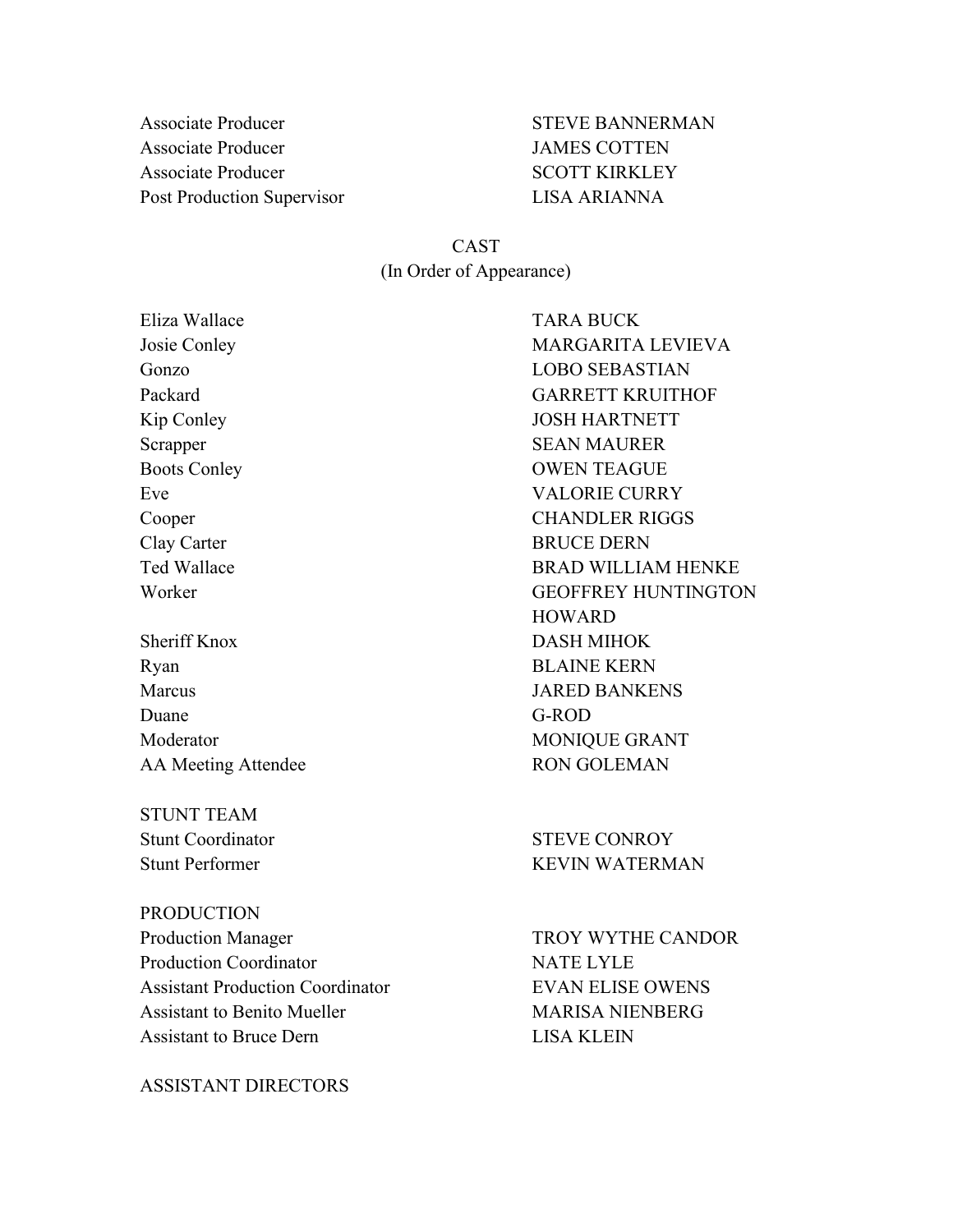| | |
|---|---|
| Associate Producer | STEVE BANNERMAN |
| Associate Producer | JAMES COTTEN |
| Associate Producer | SCOTT KIRKLEY |
| Post Production Supervisor | LISA ARIANNA |

## CAST
(In Order of Appearance)

| | |
|---|---|
| Eliza Wallace | TARA BUCK |
| Josie Conley | MARGARITA LEVIEVA |
| Gonzo | LOBO SEBASTIAN |
| Packard | GARRETT KRUITHOF |
| Kip Conley | JOSH HARTNETT |
| Scrapper | SEAN MAURER |
| Boots Conley | OWEN TEAGUE |
| Eve | VALORIE CURRY |
| Cooper | CHANDLER RIGGS |
| Clay Carter | BRUCE DERN |
| Ted Wallace | BRAD WILLIAM HENKE |
| Worker | GEOFFREY HUNTINGTON HOWARD |
| Sheriff Knox | DASH MIHOK |
| Ryan | BLAINE KERN |
| Marcus | JARED BANKENS |
| Duane | G-ROD |
| Moderator | MONIQUE GRANT |
| AA Meeting Attendee | RON GOLEMAN |

STUNT TEAM

| | |
|---|---|
| Stunt Coordinator | STEVE CONROY |
| Stunt Performer | KEVIN WATERMAN |

PRODUCTION

| | |
|---|---|
| Production Manager | TROY WYTHE CANDOR |
| Production Coordinator | NATE LYLE |
| Assistant Production Coordinator | EVAN ELISE OWENS |
| Assistant to Benito Mueller | MARISA NIENBERG |
| Assistant to Bruce Dern | LISA KLEIN |

ASSISTANT DIRECTORS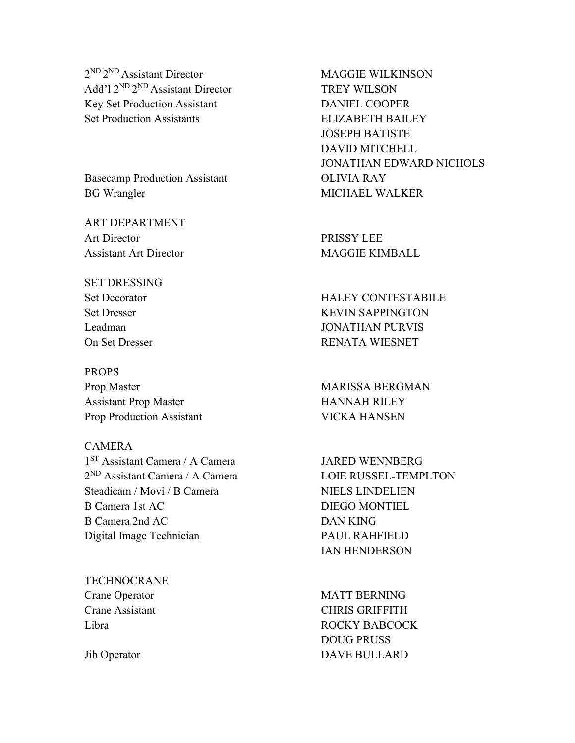| | |
|---|---|
| 2ND 2ND Assistant Director | MAGGIE WILKINSON |
| Add'l 2ND 2ND Assistant Director | TREY WILSON |
| Key Set Production Assistant | DANIEL COOPER |
| Set Production Assistants | ELIZABETH BAILEY |
| | JOSEPH BATISTE |
| | DAVID MITCHELL |
| | JONATHAN EDWARD NICHOLS |
| Basecamp Production Assistant | OLIVIA RAY |
| BG Wrangler | MICHAEL WALKER |

ART DEPARTMENT

| | |
|---|---|
| Art Director | PRISSY LEE |
| Assistant Art Director | MAGGIE KIMBALL |

SET DRESSING

| | |
|---|---|
| Set Decorator | HALEY CONTESTABILE |
| Set Dresser | KEVIN SAPPINGTON |
| Leadman | JONATHAN PURVIS |
| On Set Dresser | RENATA WIESNET |

PROPS

| | |
|---|---|
| Prop Master | MARISSA BERGMAN |
| Assistant Prop Master | HANNAH RILEY |
| Prop Production Assistant | VICKA HANSEN |

CAMERA

| | |
|---|---|
| 1ST Assistant Camera / A Camera | JARED WENNBERG |
| 2ND Assistant Camera / A Camera | LOIE RUSSEL-TEMPLTON |
| Steadicam / Movi / B Camera | NIELS LINDELIEN |
| B Camera 1st AC | DIEGO MONTIEL |
| B Camera 2nd AC | DAN KING |
| Digital Image Technician | PAUL RAHFIELD |
| | IAN HENDERSON |

TECHNOCRANE

| | |
|---|---|
| Crane Operator | MATT BERNING |
| Crane Assistant | CHRIS GRIFFITH |
| Libra | ROCKY BABCOCK |
| | DOUG PRUSS |
| Jib Operator | DAVE BULLARD |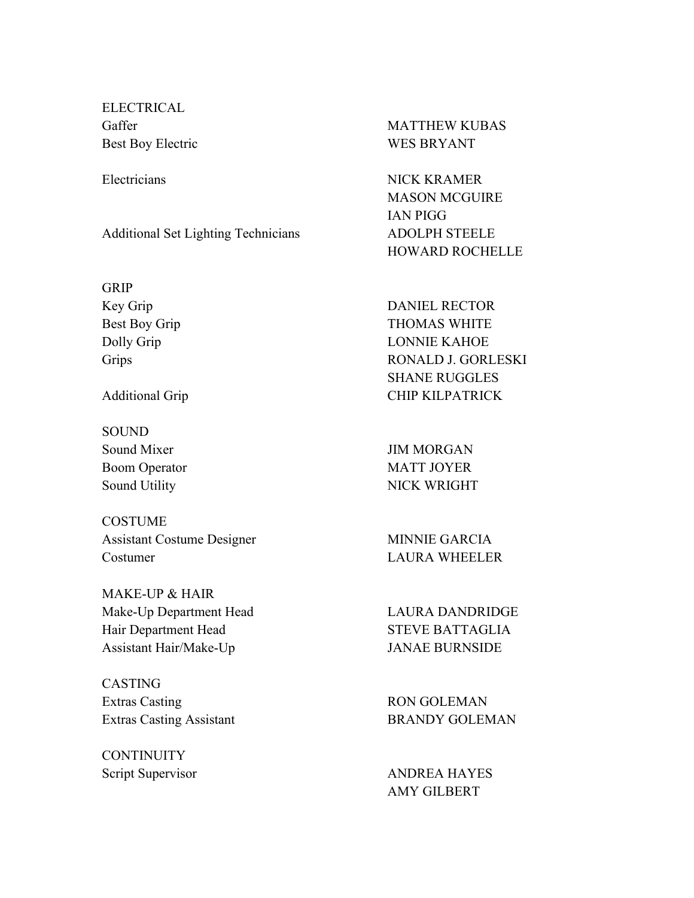ELECTRICAL

| | |
|---|---|
| Gaffer | MATTHEW KUBAS |
| Best Boy Electric | WES BRYANT |
| Electricians | NICK KRAMER |
| | MASON MCGUIRE |
| | IAN PIGG |
| Additional Set Lighting Technicians | ADOLPH STEELE |
| | HOWARD ROCHELLE |

GRIP

| | |
|---|---|
| Key Grip | DANIEL RECTOR |
| Best Boy Grip | THOMAS WHITE |
| Dolly Grip | LONNIE KAHOE |
| Grips | RONALD J. GORLESKI |
| | SHANE RUGGLES |
| Additional Grip | CHIP KILPATRICK |

SOUND

| | |
|---|---|
| Sound Mixer | JIM MORGAN |
| Boom Operator | MATT JOYER |
| Sound Utility | NICK WRIGHT |

COSTUME

| | |
|---|---|
| Assistant Costume Designer | MINNIE GARCIA |
| Costumer | LAURA WHEELER |

MAKE-UP & HAIR

| | |
|---|---|
| Make-Up Department Head | LAURA DANDRIDGE |
| Hair Department Head | STEVE BATTAGLIA |
| Assistant Hair/Make-Up | JANAE BURNSIDE |

CASTING

| | |
|---|---|
| Extras Casting | RON GOLEMAN |
| Extras Casting Assistant | BRANDY GOLEMAN |

CONTINUITY

| | |
|---|---|
| Script Supervisor | ANDREA HAYES |
| | AMY GILBERT |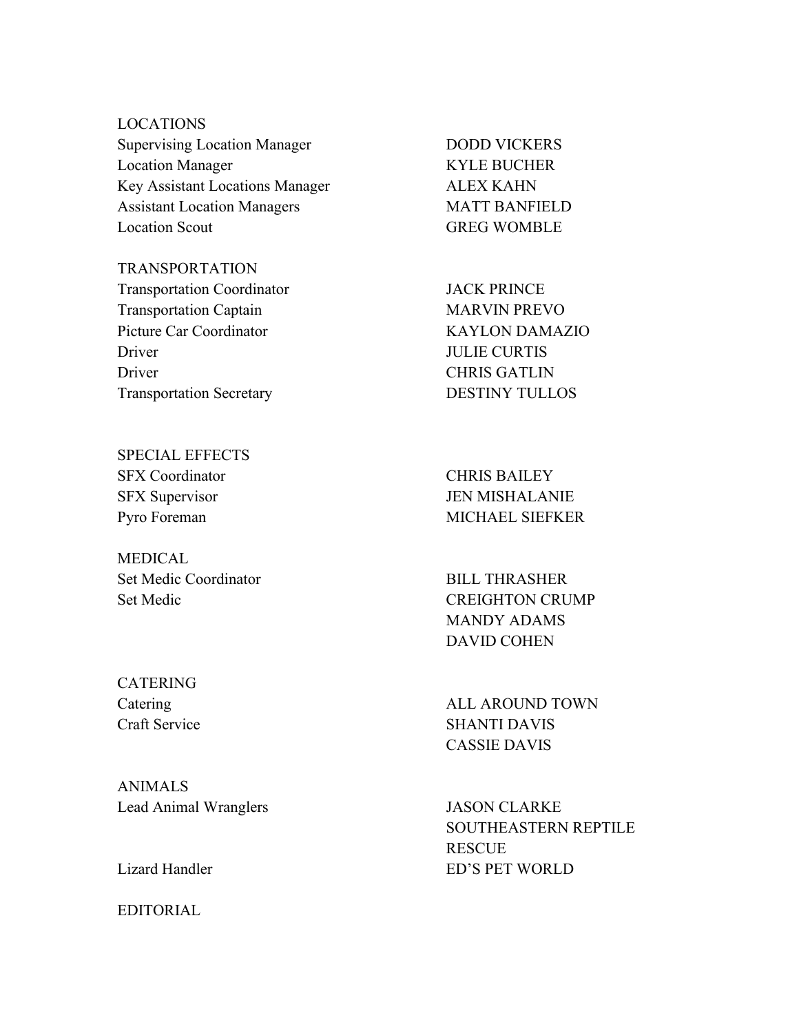LOCATIONS

| | |
|---|---|
| Supervising Location Manager | DODD VICKERS |
| Location Manager | KYLE BUCHER |
| Key Assistant Locations Manager | ALEX KAHN |
| Assistant Location Managers | MATT BANFIELD |
| Location Scout | GREG WOMBLE |

TRANSPORTATION

| | |
|---|---|
| Transportation Coordinator | JACK PRINCE |
| Transportation Captain | MARVIN PREVO |
| Picture Car Coordinator | KAYLON DAMAZIO |
| Driver | JULIE CURTIS |
| Driver | CHRIS GATLIN |
| Transportation Secretary | DESTINY TULLOS |

SPECIAL EFFECTS

| | |
|---|---|
| SFX Coordinator | CHRIS BAILEY |
| SFX Supervisor | JEN MISHALANIE |
| Pyro Foreman | MICHAEL SIEFKER |

MEDICAL

| | |
|---|---|
| Set Medic Coordinator | BILL THRASHER |
| Set Medic | CREIGHTON CRUMP |
| | MANDY ADAMS |
| | DAVID COHEN |

CATERING

| | |
|---|---|
| Catering | ALL AROUND TOWN |
| Craft Service | SHANTI DAVIS |
| | CASSIE DAVIS |

ANIMALS

| | |
|---|---|
| Lead Animal Wranglers | JASON CLARKE |
| | SOUTHEASTERN REPTILE RESCUE |
| Lizard Handler | ED'S PET WORLD |

EDITORIAL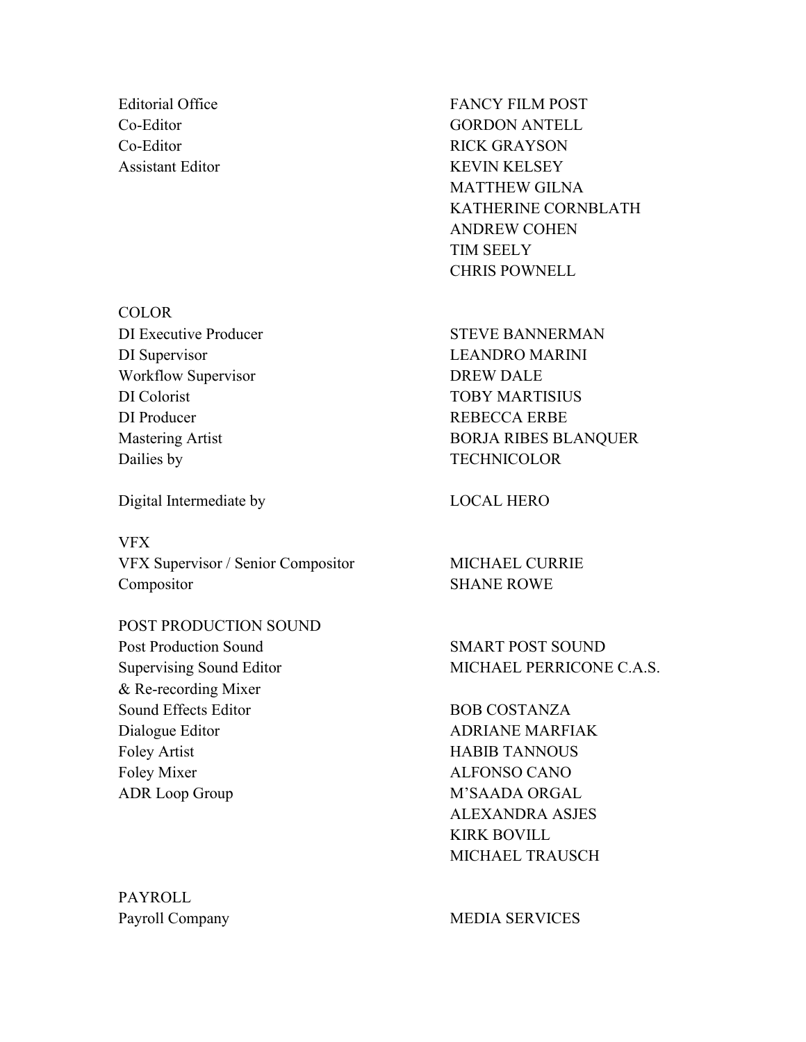| | |
|---|---|
| Editorial Office | FANCY FILM POST |
| Co-Editor | GORDON ANTELL |
| Co-Editor | RICK GRAYSON |
| Assistant Editor | KEVIN KELSEY |
| | MATTHEW GILNA |
| | KATHERINE CORNBLATH |
| | ANDREW COHEN |
| | TIM SEELY |
| | CHRIS POWNELL |

COLOR

| | |
|---|---|
| DI Executive Producer | STEVE BANNERMAN |
| DI Supervisor | LEANDRO MARINI |
| Workflow Supervisor | DREW DALE |
| DI Colorist | TOBY MARTISIUS |
| DI Producer | REBECCA ERBE |
| Mastering Artist | BORJA RIBES BLANQUER |
| Dailies by | TECHNICOLOR |
| Digital Intermediate by | LOCAL HERO |

VFX

| | |
|---|---|
| VFX Supervisor / Senior Compositor | MICHAEL CURRIE |
| Compositor | SHANE ROWE |

POST PRODUCTION SOUND

| | |
|---|---|
| Post Production Sound | SMART POST SOUND |
| Supervising Sound Editor & Re-recording Mixer | MICHAEL PERRICONE C.A.S. |
| Sound Effects Editor | BOB COSTANZA |
| Dialogue Editor | ADRIANE MARFIAK |
| Foley Artist | HABIB TANNOUS |
| Foley Mixer | ALFONSO CANO |
| ADR Loop Group | M'SAADA ORGAL |
| | ALEXANDRA ASJES |
| | KIRK BOVILL |
| | MICHAEL TRAUSCH |

PAYROLL

| | |
|---|---|
| Payroll Company | MEDIA SERVICES |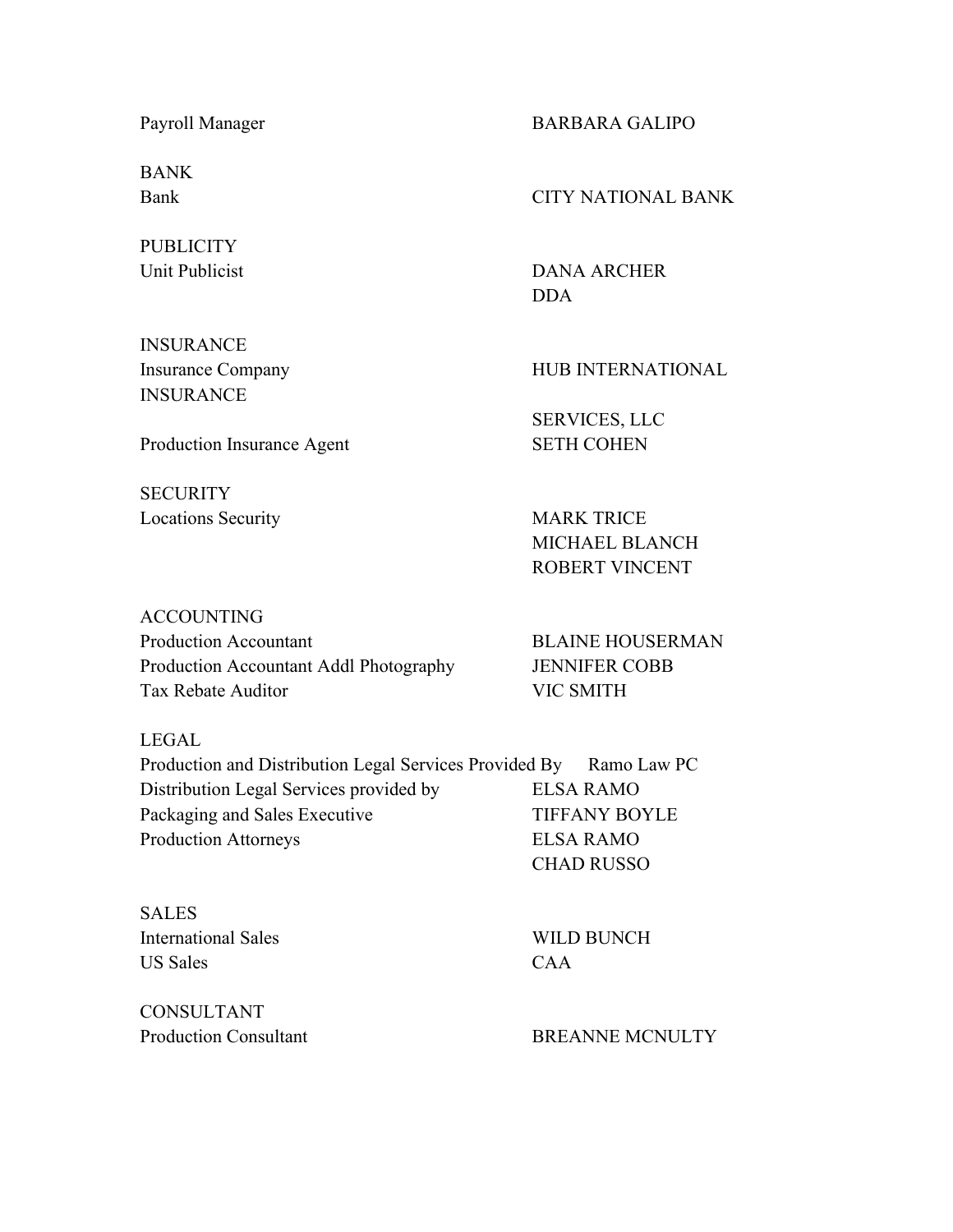Payroll Manager — BARBARA GALIPO

**BANK**

Bank — CITY NATIONAL BANK

**PUBLICITY**

Unit Publicist — DANA ARCHER
DDA

**INSURANCE**

Insurance Company — HUB INTERNATIONAL INSURANCE SERVICES, LLC

Production Insurance Agent — SETH COHEN

**SECURITY**

Locations Security — MARK TRICE
MICHAEL BLANCH
ROBERT VINCENT

**ACCOUNTING**

Production Accountant — BLAINE HOUSERMAN
Production Accountant Addl Photography — JENNIFER COBB
Tax Rebate Auditor — VIC SMITH

**LEGAL**

Production and Distribution Legal Services Provided By — Ramo Law PC
Distribution Legal Services provided by — ELSA RAMO
Packaging and Sales Executive — TIFFANY BOYLE
Production Attorneys — ELSA RAMO
CHAD RUSSO

**SALES**

International Sales — WILD BUNCH
US Sales — CAA

**CONSULTANT**

Production Consultant — BREANNE MCNULTY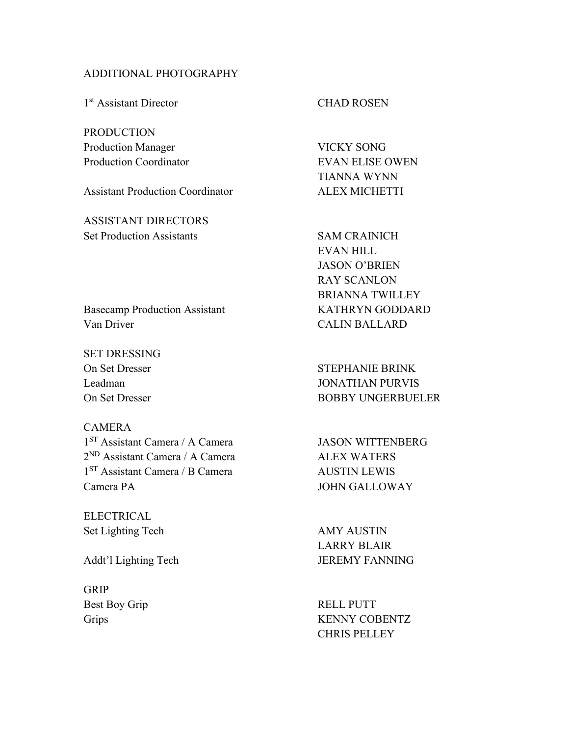ADDITIONAL PHOTOGRAPHY

| | |
|---|---|
| 1st Assistant Director | CHAD ROSEN |
| **PRODUCTION** | |
| Production Manager | VICKY SONG |
| Production Coordinator | EVAN ELISE OWEN |
| | TIANNA WYNN |
| Assistant Production Coordinator | ALEX MICHETTI |
| **ASSISTANT DIRECTORS** | |
| Set Production Assistants | SAM CRAINICH |
| | EVAN HILL |
| | JASON O'BRIEN |
| | RAY SCANLON |
| | BRIANNA TWILLEY |
| Basecamp Production Assistant | KATHRYN GODDARD |
| Van Driver | CALIN BALLARD |
| **SET DRESSING** | |
| On Set Dresser | STEPHANIE BRINK |
| Leadman | JONATHAN PURVIS |
| On Set Dresser | BOBBY UNGERBUELER |
| **CAMERA** | |
| 1ST Assistant Camera / A Camera | JASON WITTENBERG |
| 2ND Assistant Camera / A Camera | ALEX WATERS |
| 1ST Assistant Camera / B Camera | AUSTIN LEWIS |
| Camera PA | JOHN GALLOWAY |
| **ELECTRICAL** | |
| Set Lighting Tech | AMY AUSTIN |
| | LARRY BLAIR |
| Addt'l Lighting Tech | JEREMY FANNING |
| **GRIP** | |
| Best Boy Grip | RELL PUTT |
| Grips | KENNY COBENTZ |
| | CHRIS PELLEY |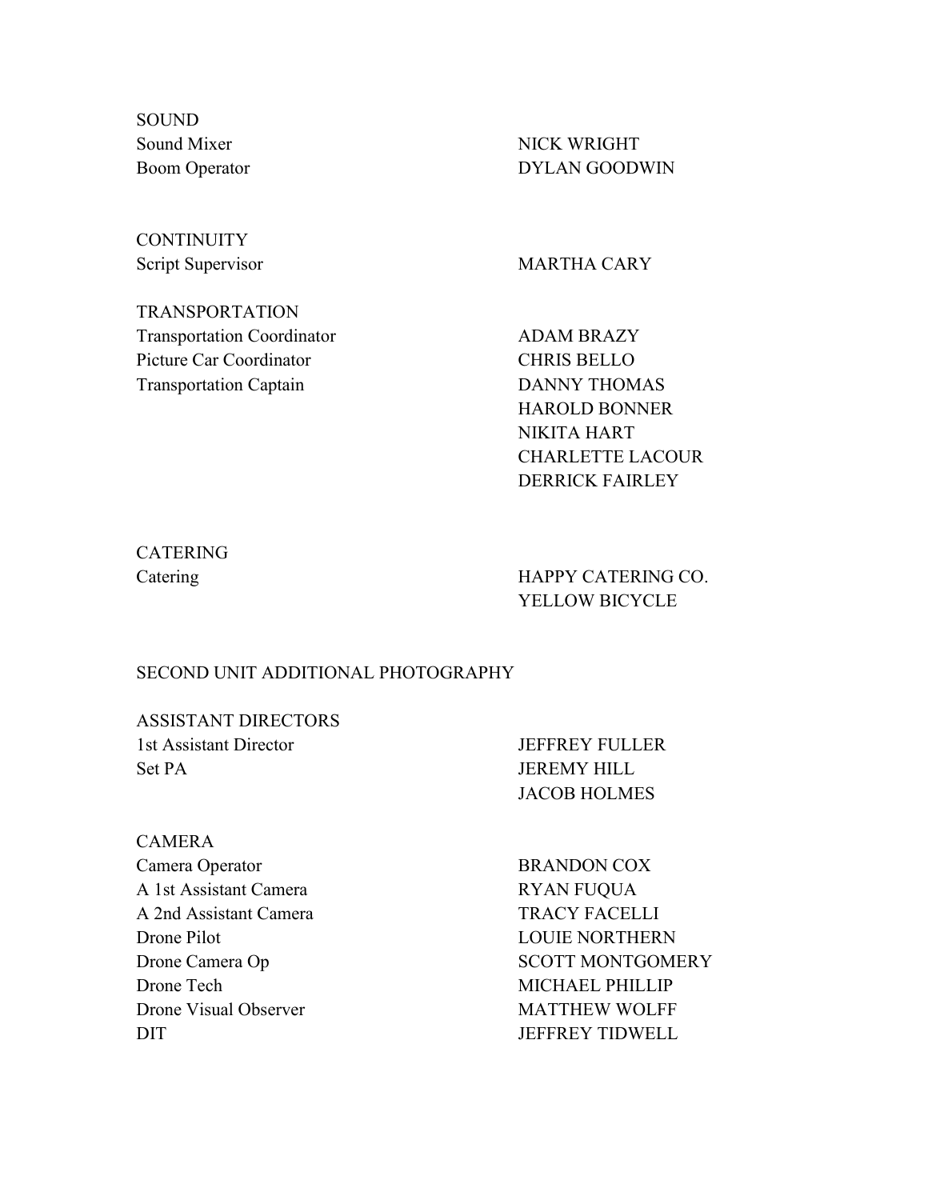SOUND

| | |
|---|---|
| Sound Mixer | NICK WRIGHT |
| Boom Operator | DYLAN GOODWIN |

CONTINUITY

| | |
|---|---|
| Script Supervisor | MARTHA CARY |

TRANSPORTATION

| | |
|---|---|
| Transportation Coordinator | ADAM BRAZY |
| Picture Car Coordinator | CHRIS BELLO |
| Transportation Captain | DANNY THOMAS |
| | HAROLD BONNER |
| | NIKITA HART |
| | CHARLETTE LACOUR |
| | DERRICK FAIRLEY |

CATERING

| | |
|---|---|
| Catering | HAPPY CATERING CO. |
| | YELLOW BICYCLE |

SECOND UNIT ADDITIONAL PHOTOGRAPHY

ASSISTANT DIRECTORS

| | |
|---|---|
| 1st Assistant Director | JEFFREY FULLER |
| Set PA | JEREMY HILL |
| | JACOB HOLMES |

CAMERA

| | |
|---|---|
| Camera Operator | BRANDON COX |
| A 1st Assistant Camera | RYAN FUQUA |
| A 2nd Assistant Camera | TRACY FACELLI |
| Drone Pilot | LOUIE NORTHERN |
| Drone Camera Op | SCOTT MONTGOMERY |
| Drone Tech | MICHAEL PHILLIP |
| Drone Visual Observer | MATTHEW WOLFF |
| DIT | JEFFREY TIDWELL |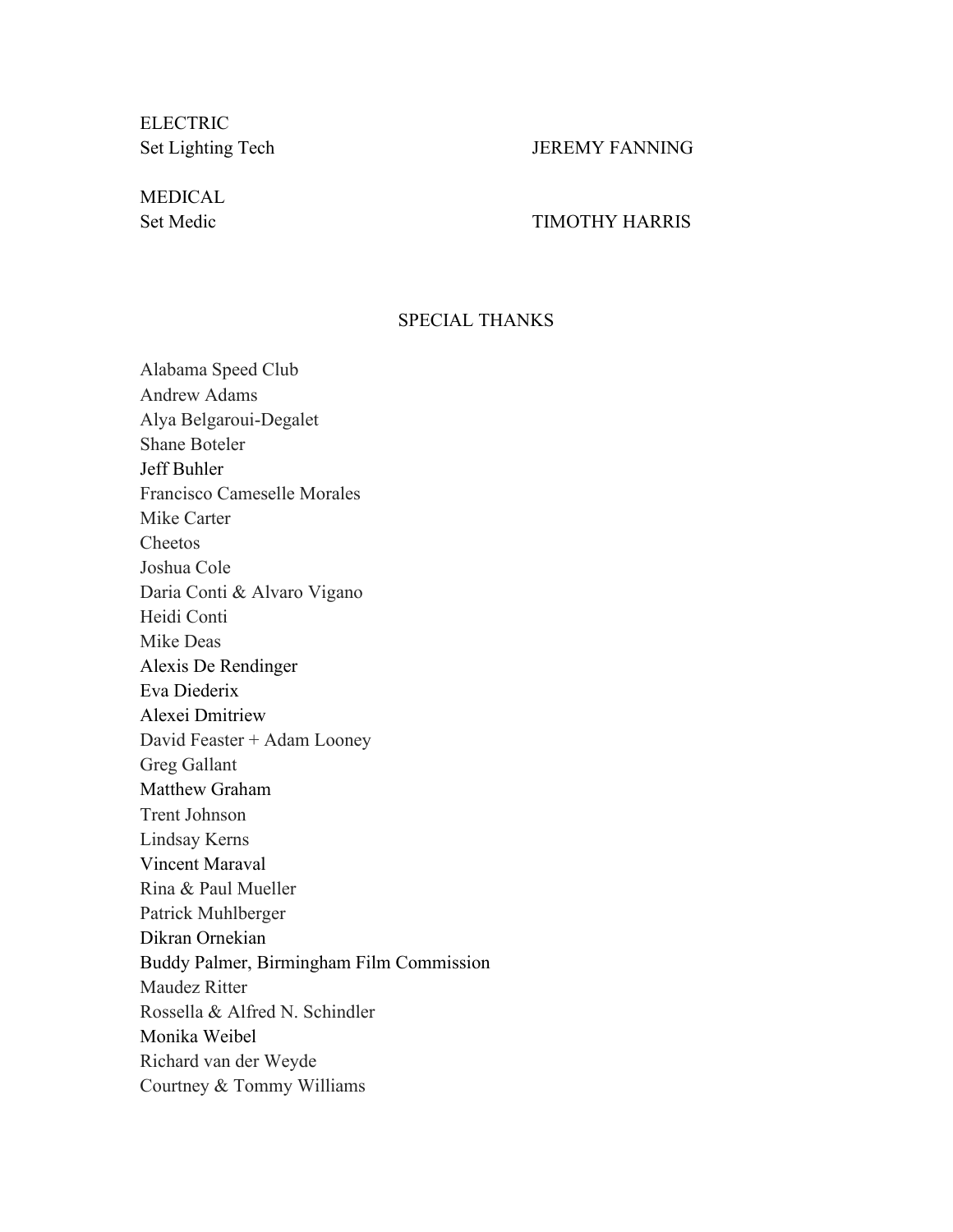ELECTRIC

| | |
|---|---|
| Set Lighting Tech | JEREMY FANNING |

MEDICAL

| | |
|---|---|
| Set Medic | TIMOTHY HARRIS |

## SPECIAL THANKS

Alabama Speed Club
Andrew Adams
Alya Belgaroui-Degalet
Shane Boteler
Jeff Buhler
Francisco Cameselle Morales
Mike Carter
Cheetos
Joshua Cole
Daria Conti & Alvaro Vigano
Heidi Conti
Mike Deas
Alexis De Rendinger
Eva Diederix
Alexei Dmitriew
David Feaster + Adam Looney
Greg Gallant
Matthew Graham
Trent Johnson
Lindsay Kerns
Vincent Maraval
Rina & Paul Mueller
Patrick Muhlberger
Dikran Ornekian
Buddy Palmer, Birmingham Film Commission
Maudez Ritter
Rossella & Alfred N. Schindler
Monika Weibel
Richard van der Weyde
Courtney & Tommy Williams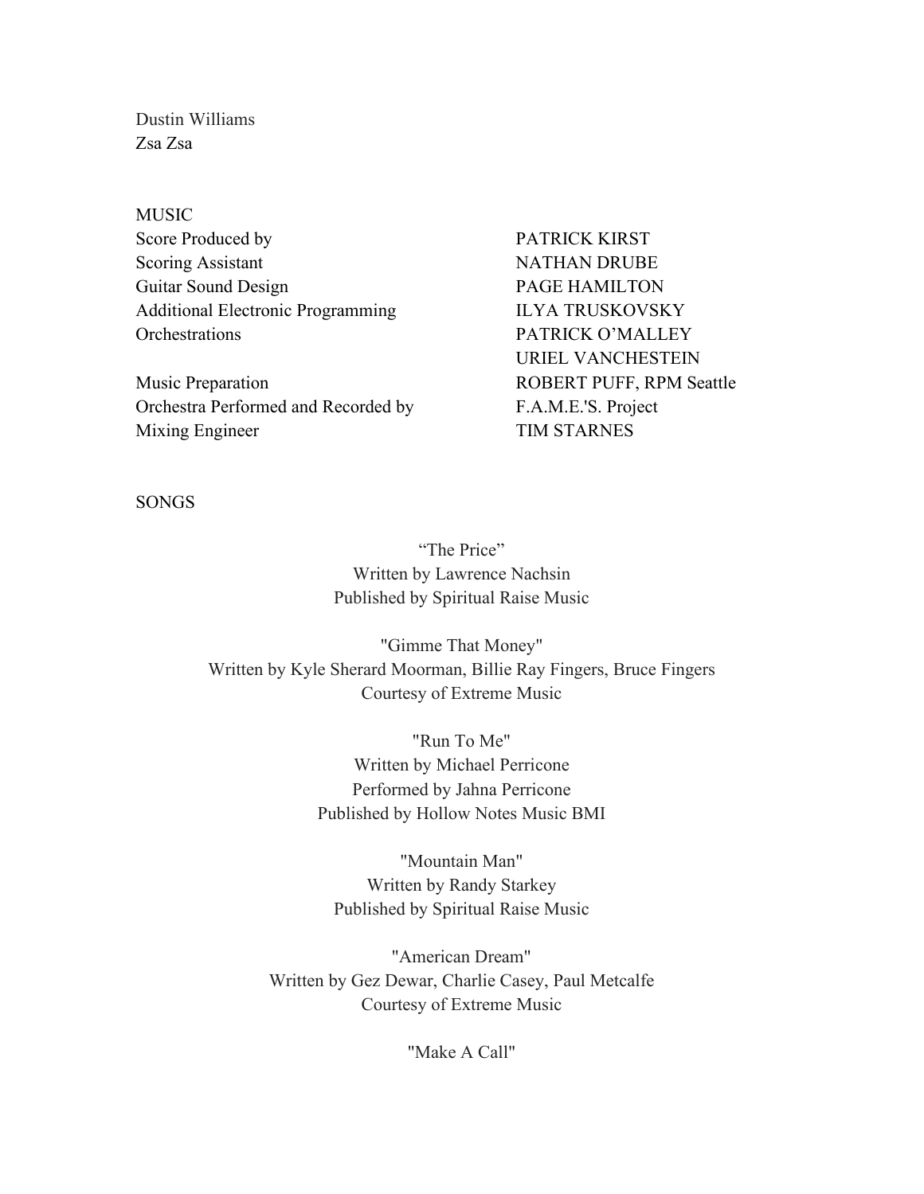Dustin Williams
Zsa Zsa

MUSIC

| | |
|---|---|
| Score Produced by | PATRICK KIRST |
| Scoring Assistant | NATHAN DRUBE |
| Guitar Sound Design | PAGE HAMILTON |
| Additional Electronic Programming | ILYA TRUSKOVSKY |
| Orchestrations | PATRICK O'MALLEY |
| | URIEL VANCHESTEIN |
| Music Preparation | ROBERT PUFF, RPM Seattle |
| Orchestra Performed and Recorded by | F.A.M.E.'S. Project |
| Mixing Engineer | TIM STARNES |

SONGS

"The Price"
Written by Lawrence Nachsin
Published by Spiritual Raise Music

"Gimme That Money"
Written by Kyle Sherard Moorman, Billie Ray Fingers, Bruce Fingers
Courtesy of Extreme Music

"Run To Me"
Written by Michael Perricone
Performed by Jahna Perricone
Published by Hollow Notes Music BMI

"Mountain Man"
Written by Randy Starkey
Published by Spiritual Raise Music

"American Dream"
Written by Gez Dewar, Charlie Casey, Paul Metcalfe
Courtesy of Extreme Music

"Make A Call"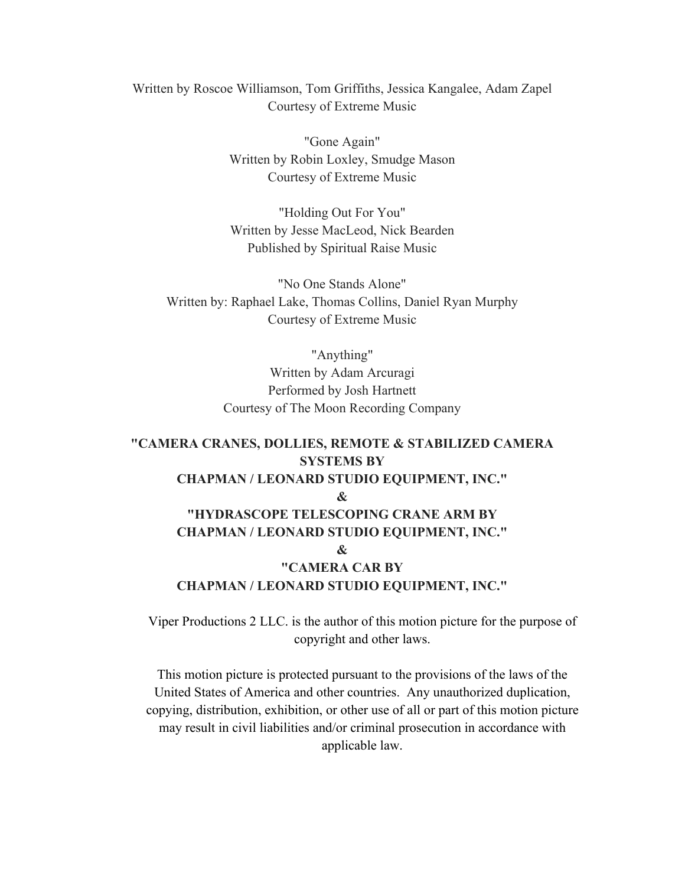Written by Roscoe Williamson, Tom Griffiths, Jessica Kangalee, Adam Zapel
Courtesy of Extreme Music

"Gone Again"
Written by Robin Loxley, Smudge Mason
Courtesy of Extreme Music

"Holding Out For You"
Written by Jesse MacLeod, Nick Bearden
Published by Spiritual Raise Music

"No One Stands Alone"
Written by: Raphael Lake, Thomas Collins, Daniel Ryan Murphy
Courtesy of Extreme Music

"Anything"
Written by Adam Arcuragi
Performed by Josh Hartnett
Courtesy of The Moon Recording Company

**"CAMERA CRANES, DOLLIES, REMOTE & STABILIZED CAMERA SYSTEMS BY CHAPMAN / LEONARD STUDIO EQUIPMENT, INC."**
**&**
**"HYDRASCOPE TELESCOPING CRANE ARM BY CHAPMAN / LEONARD STUDIO EQUIPMENT, INC."**
**&**
**"CAMERA CAR BY CHAPMAN / LEONARD STUDIO EQUIPMENT, INC."**

Viper Productions 2 LLC. is the author of this motion picture for the purpose of copyright and other laws.

This motion picture is protected pursuant to the provisions of the laws of the United States of America and other countries. Any unauthorized duplication, copying, distribution, exhibition, or other use of all or part of this motion picture may result in civil liabilities and/or criminal prosecution in accordance with applicable law.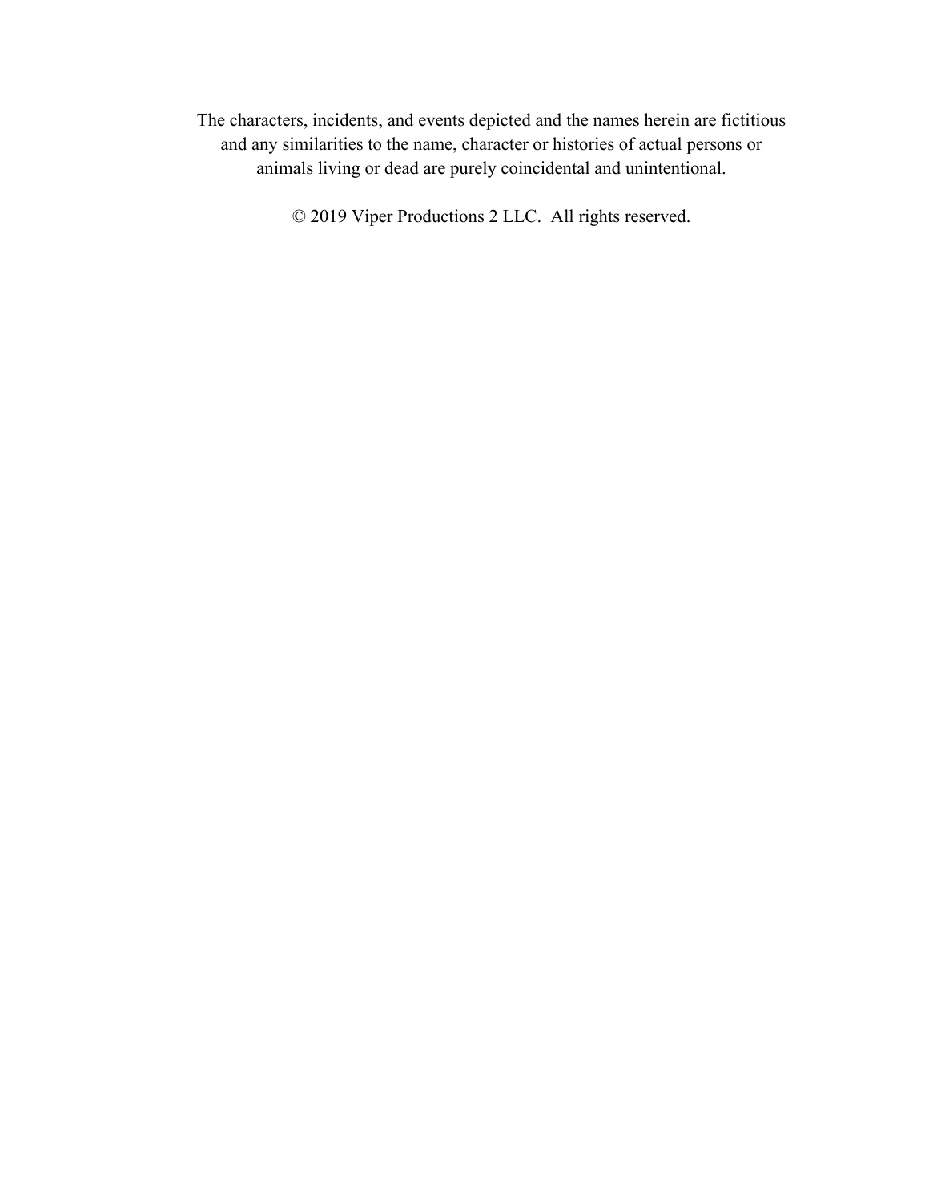The characters, incidents, and events depicted and the names herein are fictitious and any similarities to the name, character or histories of actual persons or animals living or dead are purely coincidental and unintentional.

© 2019 Viper Productions 2 LLC.  All rights reserved.